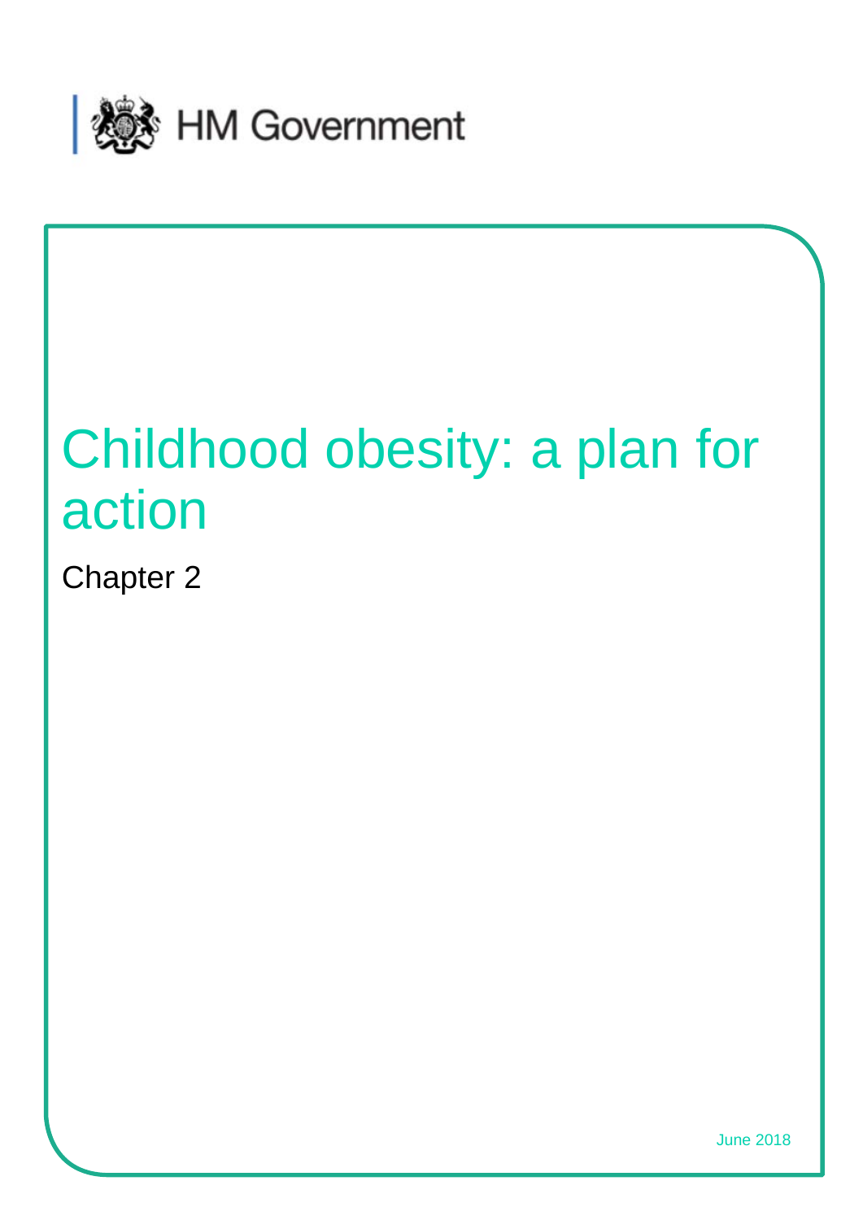HM Government

# Childhood obesity: a plan for action

Chapter 2

June 2018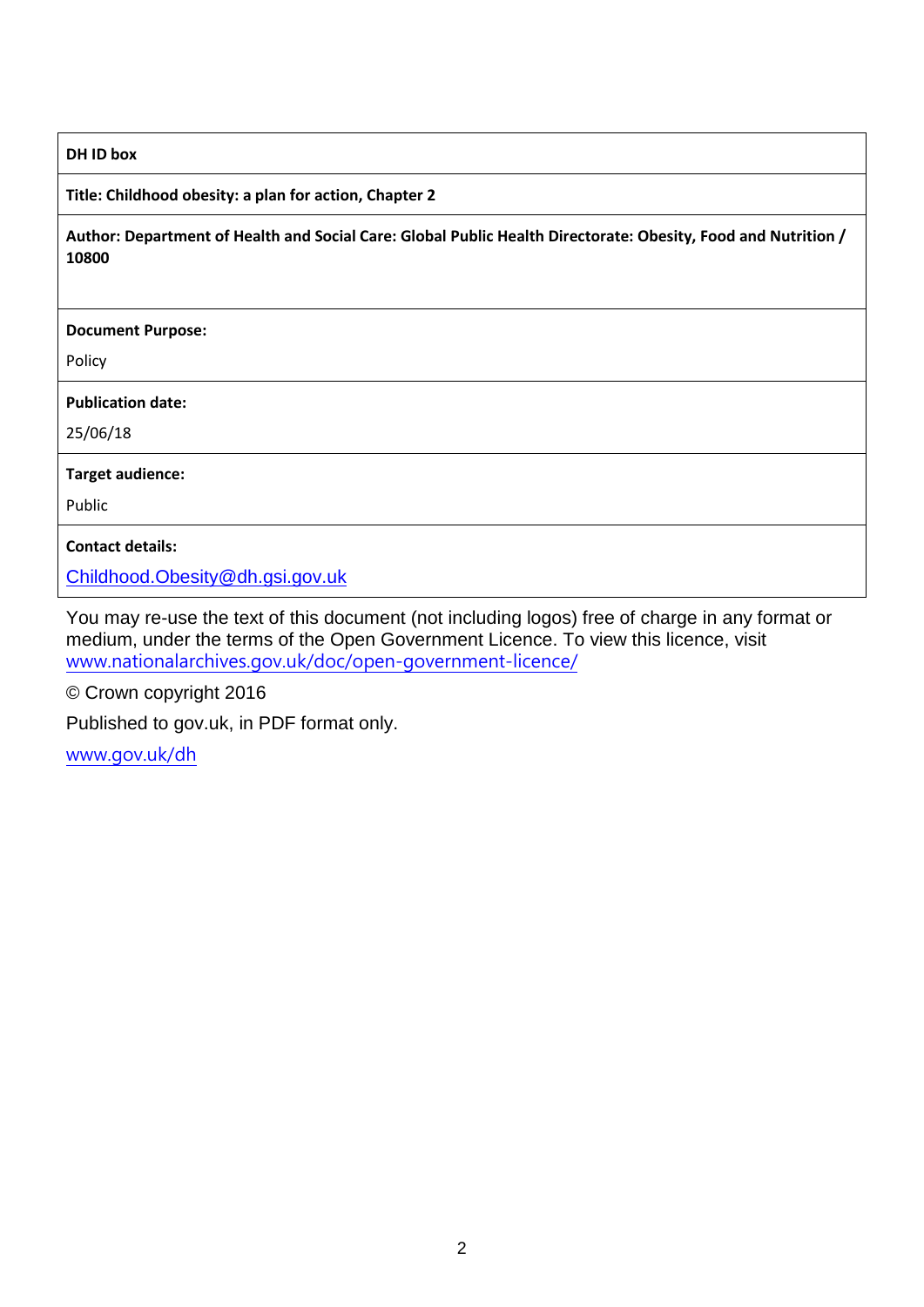**DH ID box**

**Title: Childhood obesity: a plan for action, Chapter 2**

**Author: Department of Health and Social Care: Global Public Health Directorate: Obesity, Food and Nutrition / 10800**

**Document Purpose:**

Policy

**Publication date:**

25/06/18

**Target audience:**

Public

**Contact details:**

Childhood.Obesity@dh.gsi.gov.uk

You may re-use the text of this document (not including logos) free of charge in any format or medium, under the terms of the Open Government Licence. To view this licence, visit www.nationalarchives.gov.uk/doc/open-government-licence/

© Crown copyright 2016

Published to gov.uk, in PDF format only.

www.gov.uk/dh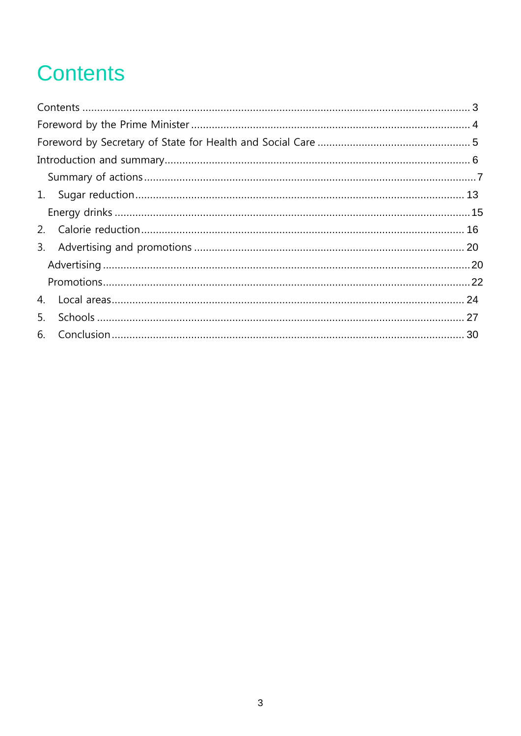# Contents

Contents ..... 3
Foreword by the Prime Minister ..... 4
Foreword by Secretary of State for Health and Social Care ..... 5
Introduction and summary ..... 6
  Summary of actions ..... 7
1. Sugar reduction ..... 13
  Energy drinks ..... 15
2. Calorie reduction ..... 16
3. Advertising and promotions ..... 20
  Advertising ..... 20
  Promotions ..... 22
4. Local areas ..... 24
5. Schools ..... 27
6. Conclusion ..... 30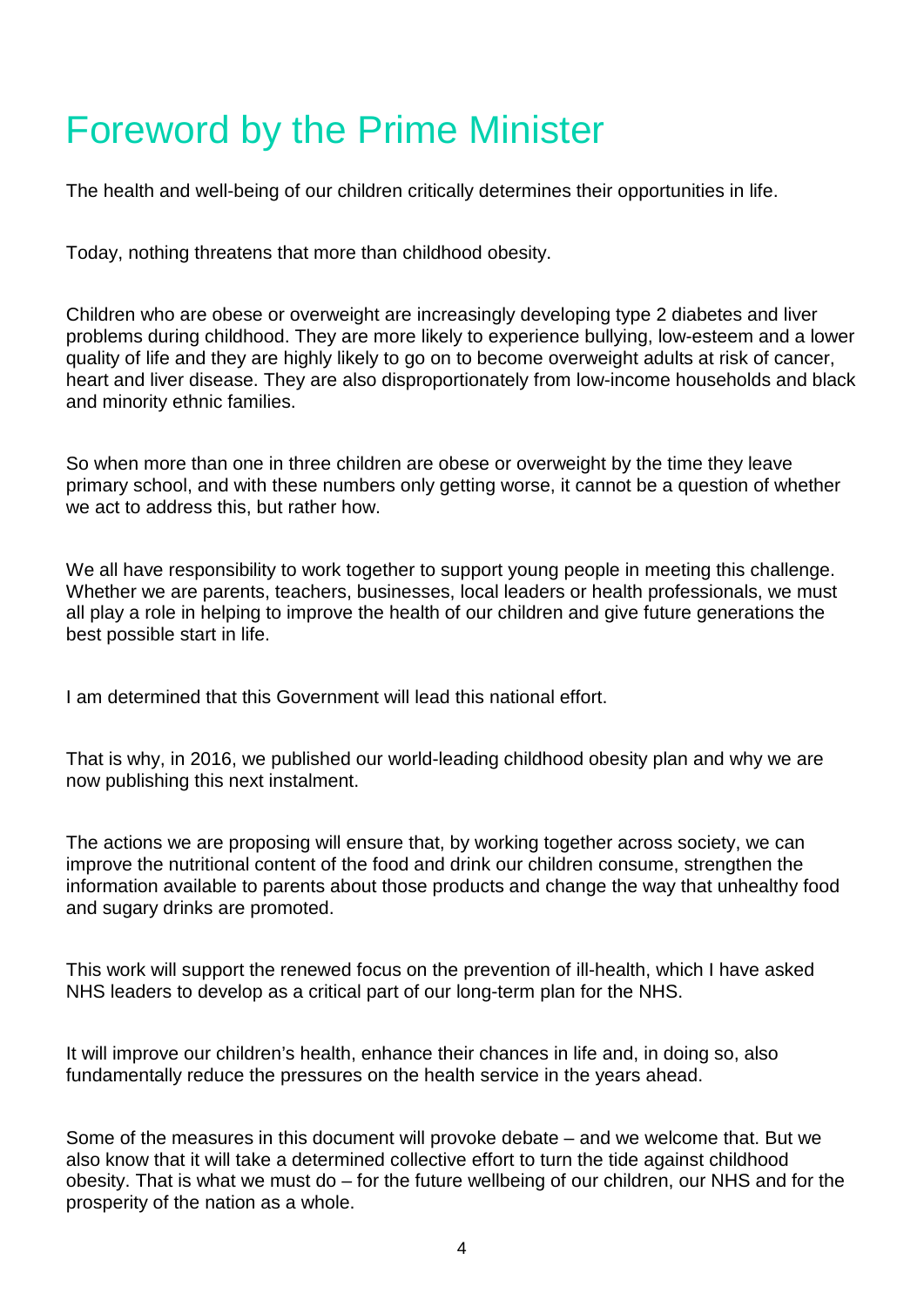# Foreword by the Prime Minister

The health and well-being of our children critically determines their opportunities in life.

Today, nothing threatens that more than childhood obesity.

Children who are obese or overweight are increasingly developing type 2 diabetes and liver problems during childhood. They are more likely to experience bullying, low-esteem and a lower quality of life and they are highly likely to go on to become overweight adults at risk of cancer, heart and liver disease. They are also disproportionately from low-income households and black and minority ethnic families.

So when more than one in three children are obese or overweight by the time they leave primary school, and with these numbers only getting worse, it cannot be a question of whether we act to address this, but rather how.

We all have responsibility to work together to support young people in meeting this challenge. Whether we are parents, teachers, businesses, local leaders or health professionals, we must all play a role in helping to improve the health of our children and give future generations the best possible start in life.

I am determined that this Government will lead this national effort.

That is why, in 2016, we published our world-leading childhood obesity plan and why we are now publishing this next instalment.

The actions we are proposing will ensure that, by working together across society, we can improve the nutritional content of the food and drink our children consume, strengthen the information available to parents about those products and change the way that unhealthy food and sugary drinks are promoted.

This work will support the renewed focus on the prevention of ill-health, which I have asked NHS leaders to develop as a critical part of our long-term plan for the NHS.

It will improve our children's health, enhance their chances in life and, in doing so, also fundamentally reduce the pressures on the health service in the years ahead.

Some of the measures in this document will provoke debate – and we welcome that. But we also know that it will take a determined collective effort to turn the tide against childhood obesity. That is what we must do – for the future wellbeing of our children, our NHS and for the prosperity of the nation as a whole.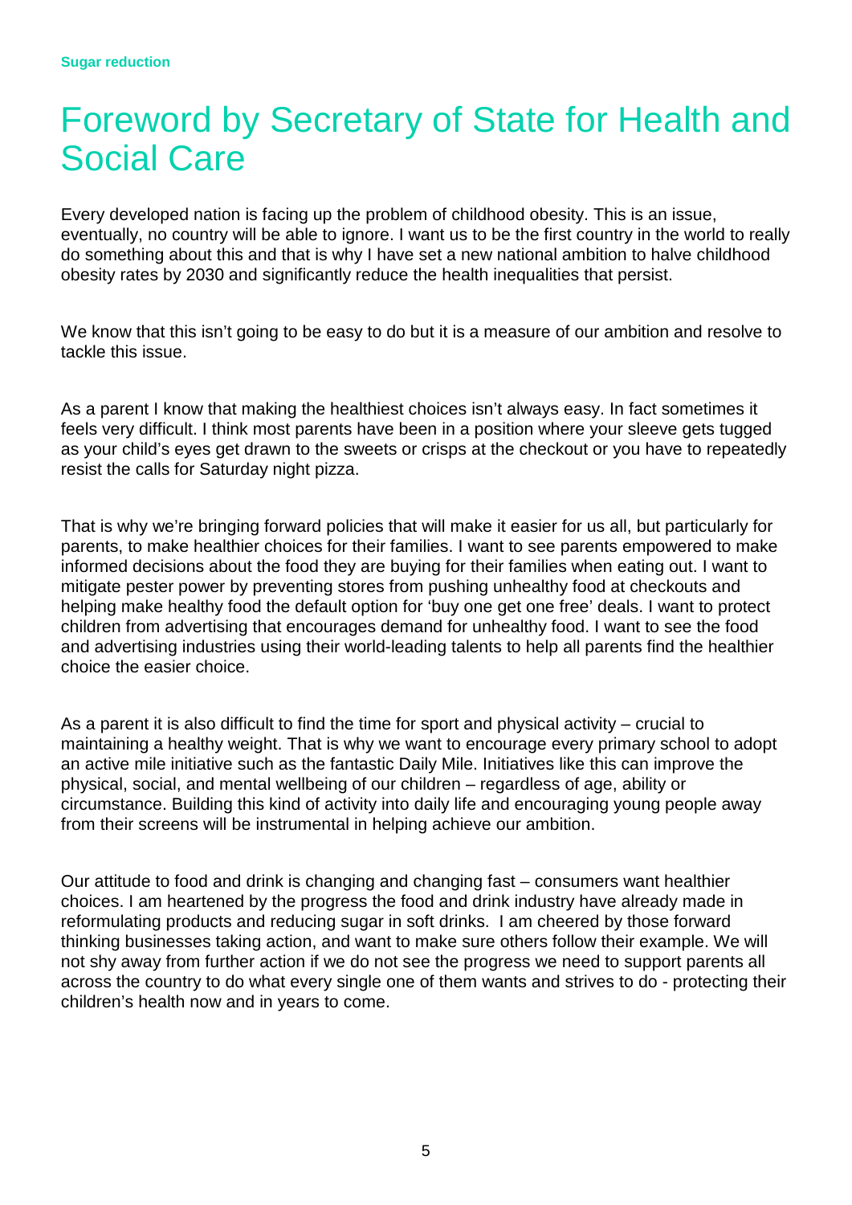# Foreword by Secretary of State for Health and Social Care

Every developed nation is facing up the problem of childhood obesity. This is an issue, eventually, no country will be able to ignore. I want us to be the first country in the world to really do something about this and that is why I have set a new national ambition to halve childhood obesity rates by 2030 and significantly reduce the health inequalities that persist.

We know that this isn't going to be easy to do but it is a measure of our ambition and resolve to tackle this issue.

As a parent I know that making the healthiest choices isn't always easy. In fact sometimes it feels very difficult. I think most parents have been in a position where your sleeve gets tugged as your child's eyes get drawn to the sweets or crisps at the checkout or you have to repeatedly resist the calls for Saturday night pizza.

That is why we're bringing forward policies that will make it easier for us all, but particularly for parents, to make healthier choices for their families. I want to see parents empowered to make informed decisions about the food they are buying for their families when eating out. I want to mitigate pester power by preventing stores from pushing unhealthy food at checkouts and helping make healthy food the default option for 'buy one get one free' deals. I want to protect children from advertising that encourages demand for unhealthy food. I want to see the food and advertising industries using their world-leading talents to help all parents find the healthier choice the easier choice.

As a parent it is also difficult to find the time for sport and physical activity – crucial to maintaining a healthy weight. That is why we want to encourage every primary school to adopt an active mile initiative such as the fantastic Daily Mile. Initiatives like this can improve the physical, social, and mental wellbeing of our children – regardless of age, ability or circumstance. Building this kind of activity into daily life and encouraging young people away from their screens will be instrumental in helping achieve our ambition.

Our attitude to food and drink is changing and changing fast – consumers want healthier choices. I am heartened by the progress the food and drink industry have already made in reformulating products and reducing sugar in soft drinks. I am cheered by those forward thinking businesses taking action, and want to make sure others follow their example. We will not shy away from further action if we do not see the progress we need to support parents all across the country to do what every single one of them wants and strives to do - protecting their children's health now and in years to come.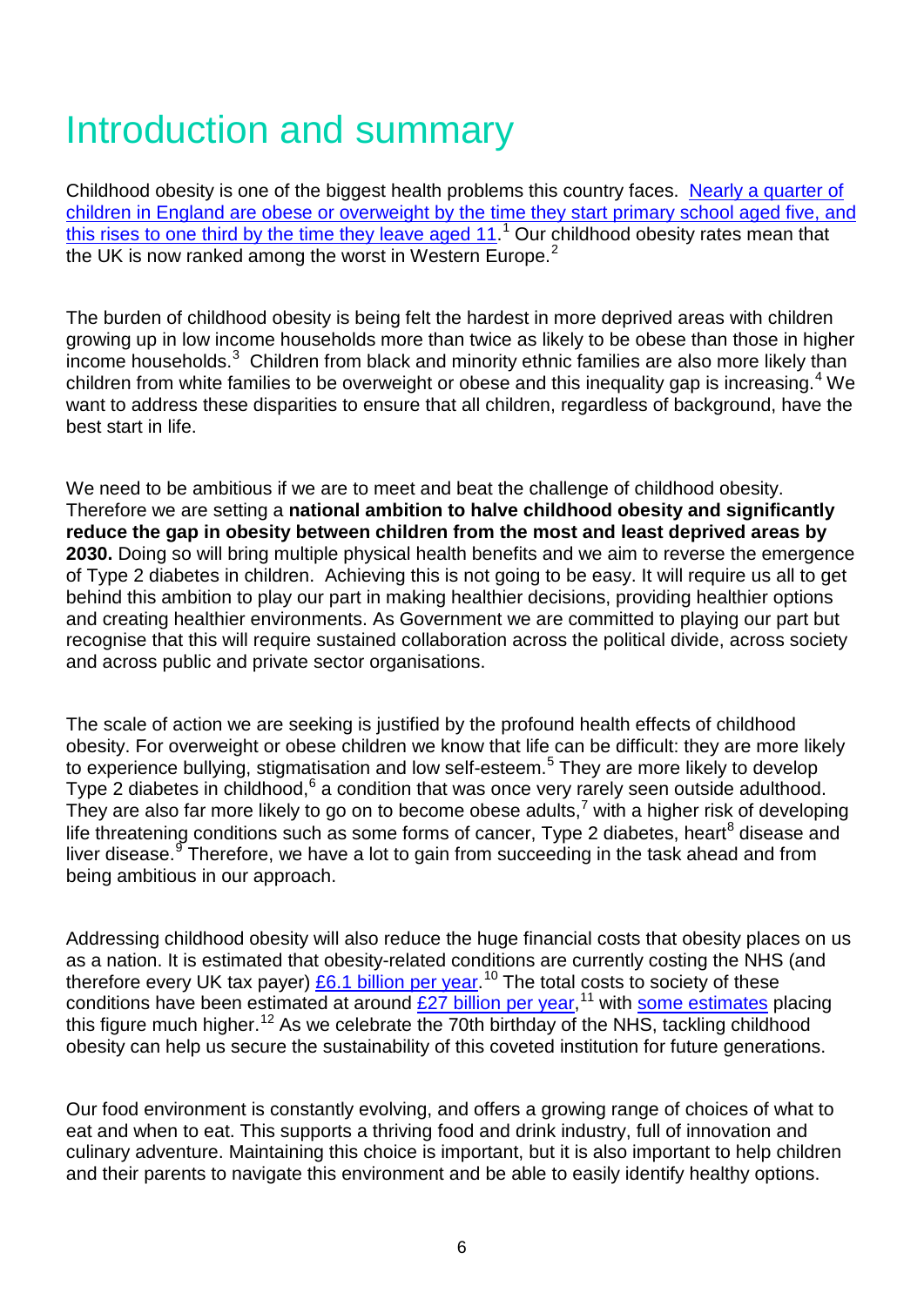# Introduction and summary

Childhood obesity is one of the biggest health problems this country faces. Nearly a quarter of children in England are obese or overweight by the time they start primary school aged five, and this rises to one third by the time they leave aged 11.[1] Our childhood obesity rates mean that the UK is now ranked among the worst in Western Europe.[2]

The burden of childhood obesity is being felt the hardest in more deprived areas with children growing up in low income households more than twice as likely to be obese than those in higher income households.[3] Children from black and minority ethnic families are also more likely than children from white families to be overweight or obese and this inequality gap is increasing.[4] We want to address these disparities to ensure that all children, regardless of background, have the best start in life.

We need to be ambitious if we are to meet and beat the challenge of childhood obesity. Therefore we are setting a **national ambition to halve childhood obesity and significantly reduce the gap in obesity between children from the most and least deprived areas by 2030.** Doing so will bring multiple physical health benefits and we aim to reverse the emergence of Type 2 diabetes in children. Achieving this is not going to be easy. It will require us all to get behind this ambition to play our part in making healthier decisions, providing healthier options and creating healthier environments. As Government we are committed to playing our part but recognise that this will require sustained collaboration across the political divide, across society and across public and private sector organisations.

The scale of action we are seeking is justified by the profound health effects of childhood obesity. For overweight or obese children we know that life can be difficult: they are more likely to experience bullying, stigmatisation and low self-esteem.[5] They are more likely to develop Type 2 diabetes in childhood,[6] a condition that was once very rarely seen outside adulthood. They are also far more likely to go on to become obese adults,[7] with a higher risk of developing life threatening conditions such as some forms of cancer, Type 2 diabetes, heart[8] disease and liver disease.[9] Therefore, we have a lot to gain from succeeding in the task ahead and from being ambitious in our approach.

Addressing childhood obesity will also reduce the huge financial costs that obesity places on us as a nation. It is estimated that obesity-related conditions are currently costing the NHS (and therefore every UK tax payer) £6.1 billion per year.[10] The total costs to society of these conditions have been estimated at around £27 billion per year,[11] with some estimates placing this figure much higher.[12] As we celebrate the 70th birthday of the NHS, tackling childhood obesity can help us secure the sustainability of this coveted institution for future generations.

Our food environment is constantly evolving, and offers a growing range of choices of what to eat and when to eat. This supports a thriving food and drink industry, full of innovation and culinary adventure. Maintaining this choice is important, but it is also important to help children and their parents to navigate this environment and be able to easily identify healthy options.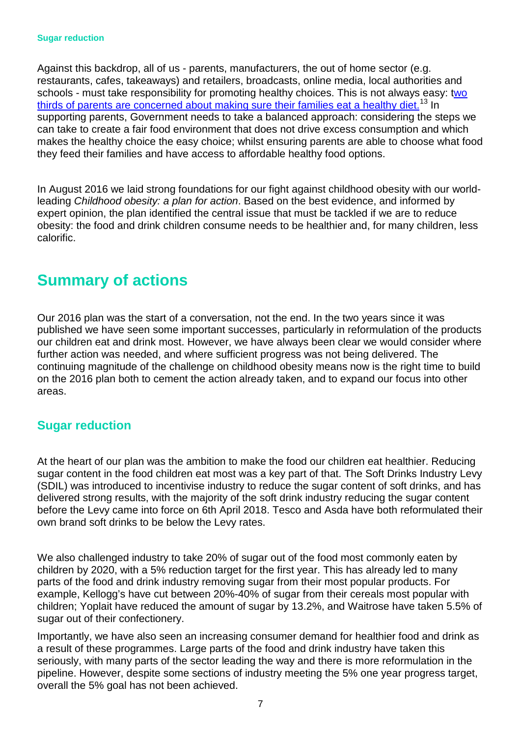Against this backdrop, all of us - parents, manufacturers, the out of home sector (e.g. restaurants, cafes, takeaways) and retailers, broadcasts, online media, local authorities and schools - must take responsibility for promoting healthy choices. This is not always easy: [two thirds of parents are concerned about making sure their families eat a healthy diet.][13] In supporting parents, Government needs to take a balanced approach: considering the steps we can take to create a fair food environment that does not drive excess consumption and which makes the healthy choice the easy choice; whilst ensuring parents are able to choose what food they feed their families and have access to affordable healthy food options.

In August 2016 we laid strong foundations for our fight against childhood obesity with our world-leading *Childhood obesity: a plan for action*. Based on the best evidence, and informed by expert opinion, the plan identified the central issue that must be tackled if we are to reduce obesity: the food and drink children consume needs to be healthier and, for many children, less calorific.

# Summary of actions

Our 2016 plan was the start of a conversation, not the end. In the two years since it was published we have seen some important successes, particularly in reformulation of the products our children eat and drink most. However, we have always been clear we would consider where further action was needed, and where sufficient progress was not being delivered. The continuing magnitude of the challenge on childhood obesity means now is the right time to build on the 2016 plan both to cement the action already taken, and to expand our focus into other areas.

## Sugar reduction

At the heart of our plan was the ambition to make the food our children eat healthier. Reducing sugar content in the food children eat most was a key part of that. The Soft Drinks Industry Levy (SDIL) was introduced to incentivise industry to reduce the sugar content of soft drinks, and has delivered strong results, with the majority of the soft drink industry reducing the sugar content before the Levy came into force on 6th April 2018. Tesco and Asda have both reformulated their own brand soft drinks to be below the Levy rates.

We also challenged industry to take 20% of sugar out of the food most commonly eaten by children by 2020, with a 5% reduction target for the first year. This has already led to many parts of the food and drink industry removing sugar from their most popular products. For example, Kellogg's have cut between 20%-40% of sugar from their cereals most popular with children; Yoplait have reduced the amount of sugar by 13.2%, and Waitrose have taken 5.5% of sugar out of their confectionery.

Importantly, we have also seen an increasing consumer demand for healthier food and drink as a result of these programmes. Large parts of the food and drink industry have taken this seriously, with many parts of the sector leading the way and there is more reformulation in the pipeline. However, despite some sections of industry meeting the 5% one year progress target, overall the 5% goal has not been achieved.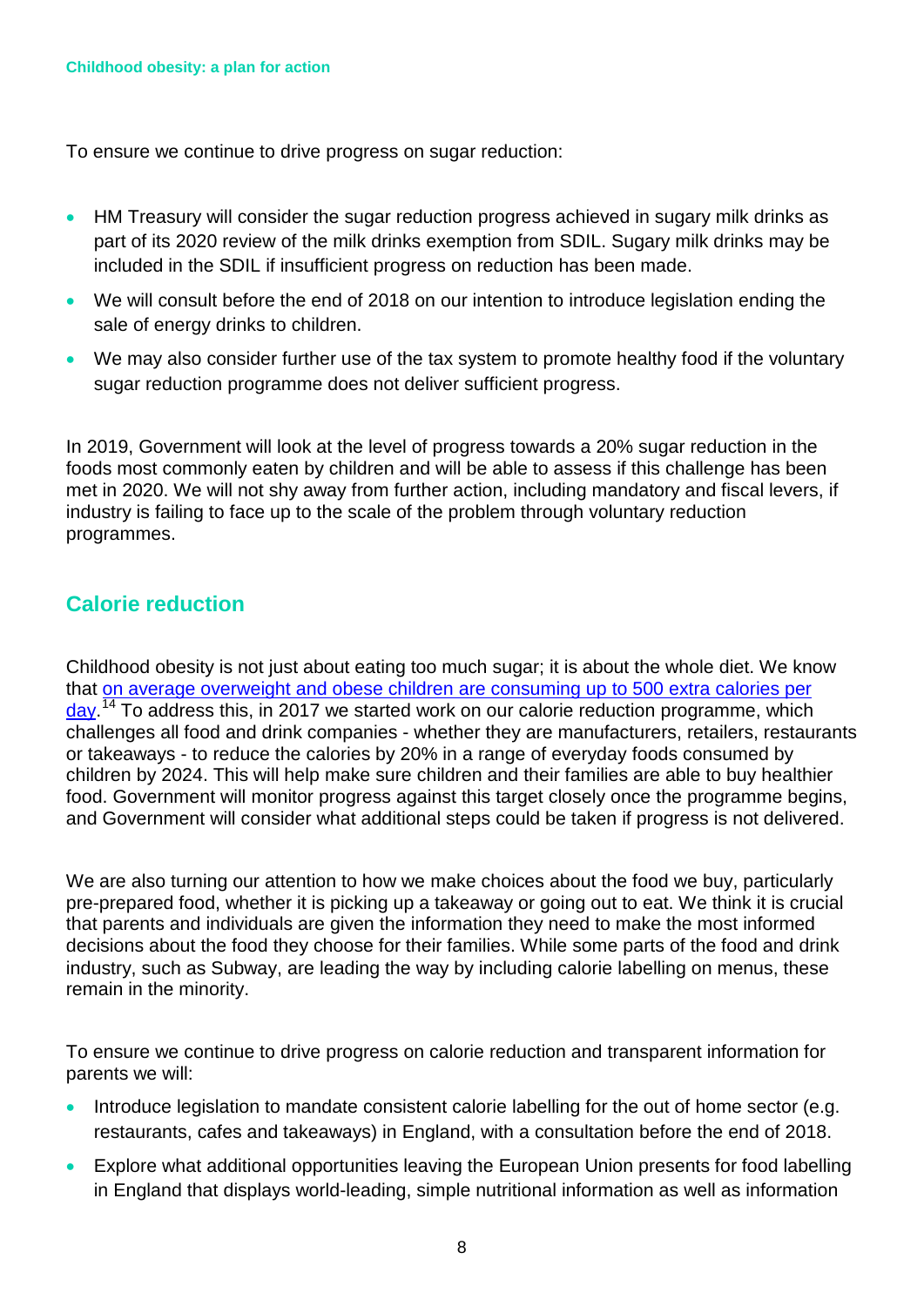To ensure we continue to drive progress on sugar reduction:

- HM Treasury will consider the sugar reduction progress achieved in sugary milk drinks as part of its 2020 review of the milk drinks exemption from SDIL. Sugary milk drinks may be included in the SDIL if insufficient progress on reduction has been made.
- We will consult before the end of 2018 on our intention to introduce legislation ending the sale of energy drinks to children.
- We may also consider further use of the tax system to promote healthy food if the voluntary sugar reduction programme does not deliver sufficient progress.

In 2019, Government will look at the level of progress towards a 20% sugar reduction in the foods most commonly eaten by children and will be able to assess if this challenge has been met in 2020. We will not shy away from further action, including mandatory and fiscal levers, if industry is failing to face up to the scale of the problem through voluntary reduction programmes.

## Calorie reduction

Childhood obesity is not just about eating too much sugar; it is about the whole diet. We know that on average overweight and obese children are consuming up to 500 extra calories per day.[14] To address this, in 2017 we started work on our calorie reduction programme, which challenges all food and drink companies - whether they are manufacturers, retailers, restaurants or takeaways - to reduce the calories by 20% in a range of everyday foods consumed by children by 2024. This will help make sure children and their families are able to buy healthier food. Government will monitor progress against this target closely once the programme begins, and Government will consider what additional steps could be taken if progress is not delivered.

We are also turning our attention to how we make choices about the food we buy, particularly pre-prepared food, whether it is picking up a takeaway or going out to eat. We think it is crucial that parents and individuals are given the information they need to make the most informed decisions about the food they choose for their families. While some parts of the food and drink industry, such as Subway, are leading the way by including calorie labelling on menus, these remain in the minority.

To ensure we continue to drive progress on calorie reduction and transparent information for parents we will:

- Introduce legislation to mandate consistent calorie labelling for the out of home sector (e.g. restaurants, cafes and takeaways) in England, with a consultation before the end of 2018.
- Explore what additional opportunities leaving the European Union presents for food labelling in England that displays world-leading, simple nutritional information as well as information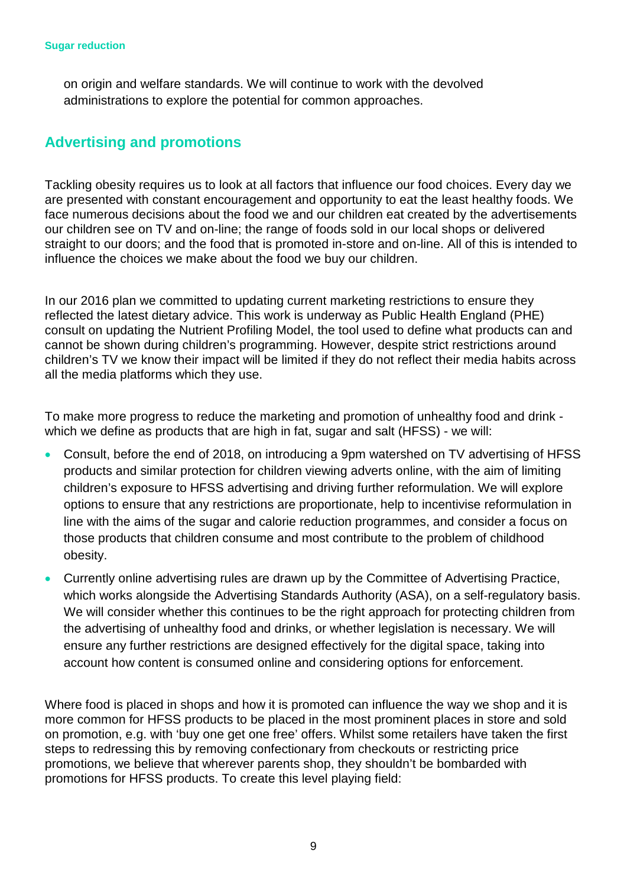on origin and welfare standards. We will continue to work with the devolved administrations to explore the potential for common approaches.

## Advertising and promotions

Tackling obesity requires us to look at all factors that influence our food choices. Every day we are presented with constant encouragement and opportunity to eat the least healthy foods. We face numerous decisions about the food we and our children eat created by the advertisements our children see on TV and on-line; the range of foods sold in our local shops or delivered straight to our doors; and the food that is promoted in-store and on-line. All of this is intended to influence the choices we make about the food we buy our children.

In our 2016 plan we committed to updating current marketing restrictions to ensure they reflected the latest dietary advice. This work is underway as Public Health England (PHE) consult on updating the Nutrient Profiling Model, the tool used to define what products can and cannot be shown during children's programming. However, despite strict restrictions around children's TV we know their impact will be limited if they do not reflect their media habits across all the media platforms which they use.

To make more progress to reduce the marketing and promotion of unhealthy food and drink - which we define as products that are high in fat, sugar and salt (HFSS) - we will:

- Consult, before the end of 2018, on introducing a 9pm watershed on TV advertising of HFSS products and similar protection for children viewing adverts online, with the aim of limiting children's exposure to HFSS advertising and driving further reformulation. We will explore options to ensure that any restrictions are proportionate, help to incentivise reformulation in line with the aims of the sugar and calorie reduction programmes, and consider a focus on those products that children consume and most contribute to the problem of childhood obesity.
- Currently online advertising rules are drawn up by the Committee of Advertising Practice, which works alongside the Advertising Standards Authority (ASA), on a self-regulatory basis. We will consider whether this continues to be the right approach for protecting children from the advertising of unhealthy food and drinks, or whether legislation is necessary. We will ensure any further restrictions are designed effectively for the digital space, taking into account how content is consumed online and considering options for enforcement.

Where food is placed in shops and how it is promoted can influence the way we shop and it is more common for HFSS products to be placed in the most prominent places in store and sold on promotion, e.g. with 'buy one get one free' offers. Whilst some retailers have taken the first steps to redressing this by removing confectionary from checkouts or restricting price promotions, we believe that wherever parents shop, they shouldn't be bombarded with promotions for HFSS products. To create this level playing field: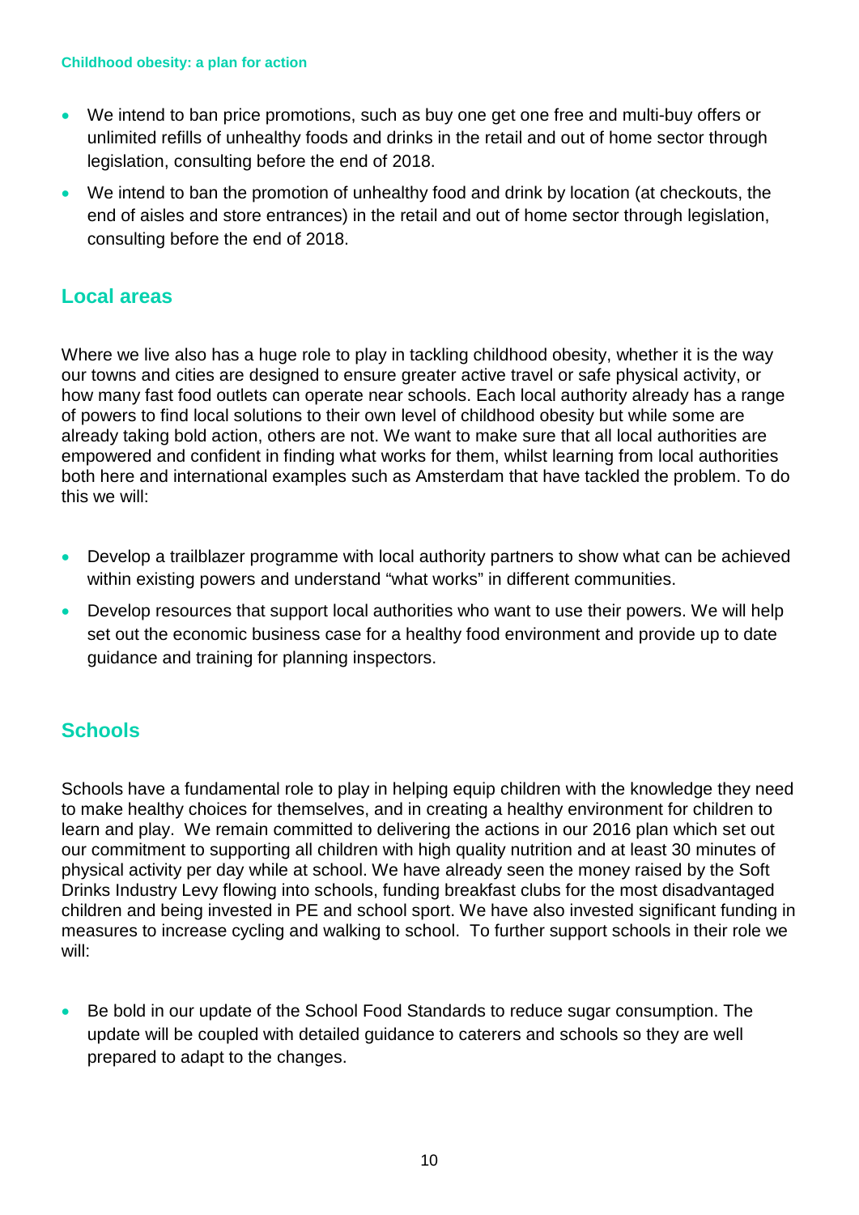- We intend to ban price promotions, such as buy one get one free and multi-buy offers or unlimited refills of unhealthy foods and drinks in the retail and out of home sector through legislation, consulting before the end of 2018.
- We intend to ban the promotion of unhealthy food and drink by location (at checkouts, the end of aisles and store entrances) in the retail and out of home sector through legislation, consulting before the end of 2018.

## Local areas

Where we live also has a huge role to play in tackling childhood obesity, whether it is the way our towns and cities are designed to ensure greater active travel or safe physical activity, or how many fast food outlets can operate near schools. Each local authority already has a range of powers to find local solutions to their own level of childhood obesity but while some are already taking bold action, others are not. We want to make sure that all local authorities are empowered and confident in finding what works for them, whilst learning from local authorities both here and international examples such as Amsterdam that have tackled the problem. To do this we will:

- Develop a trailblazer programme with local authority partners to show what can be achieved within existing powers and understand "what works" in different communities.
- Develop resources that support local authorities who want to use their powers. We will help set out the economic business case for a healthy food environment and provide up to date guidance and training for planning inspectors.

## Schools

Schools have a fundamental role to play in helping equip children with the knowledge they need to make healthy choices for themselves, and in creating a healthy environment for children to learn and play. We remain committed to delivering the actions in our 2016 plan which set out our commitment to supporting all children with high quality nutrition and at least 30 minutes of physical activity per day while at school. We have already seen the money raised by the Soft Drinks Industry Levy flowing into schools, funding breakfast clubs for the most disadvantaged children and being invested in PE and school sport. We have also invested significant funding in measures to increase cycling and walking to school. To further support schools in their role we will:

- Be bold in our update of the School Food Standards to reduce sugar consumption. The update will be coupled with detailed guidance to caterers and schools so they are well prepared to adapt to the changes.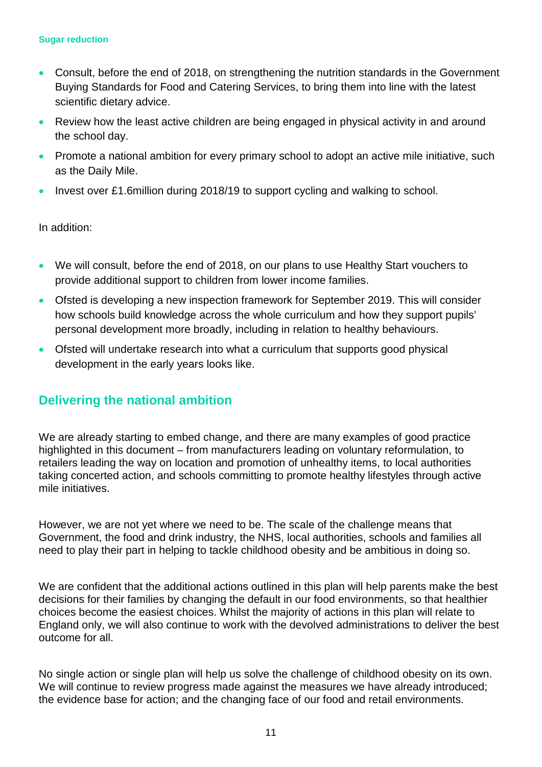- Consult, before the end of 2018, on strengthening the nutrition standards in the Government Buying Standards for Food and Catering Services, to bring them into line with the latest scientific dietary advice.
- Review how the least active children are being engaged in physical activity in and around the school day.
- Promote a national ambition for every primary school to adopt an active mile initiative, such as the Daily Mile.
- Invest over £1.6million during 2018/19 to support cycling and walking to school.

In addition:

- We will consult, before the end of 2018, on our plans to use Healthy Start vouchers to provide additional support to children from lower income families.
- Ofsted is developing a new inspection framework for September 2019. This will consider how schools build knowledge across the whole curriculum and how they support pupils' personal development more broadly, including in relation to healthy behaviours.
- Ofsted will undertake research into what a curriculum that supports good physical development in the early years looks like.

## Delivering the national ambition

We are already starting to embed change, and there are many examples of good practice highlighted in this document – from manufacturers leading on voluntary reformulation, to retailers leading the way on location and promotion of unhealthy items, to local authorities taking concerted action, and schools committing to promote healthy lifestyles through active mile initiatives.

However, we are not yet where we need to be. The scale of the challenge means that Government, the food and drink industry, the NHS, local authorities, schools and families all need to play their part in helping to tackle childhood obesity and be ambitious in doing so.

We are confident that the additional actions outlined in this plan will help parents make the best decisions for their families by changing the default in our food environments, so that healthier choices become the easiest choices. Whilst the majority of actions in this plan will relate to England only, we will also continue to work with the devolved administrations to deliver the best outcome for all.

No single action or single plan will help us solve the challenge of childhood obesity on its own. We will continue to review progress made against the measures we have already introduced; the evidence base for action; and the changing face of our food and retail environments.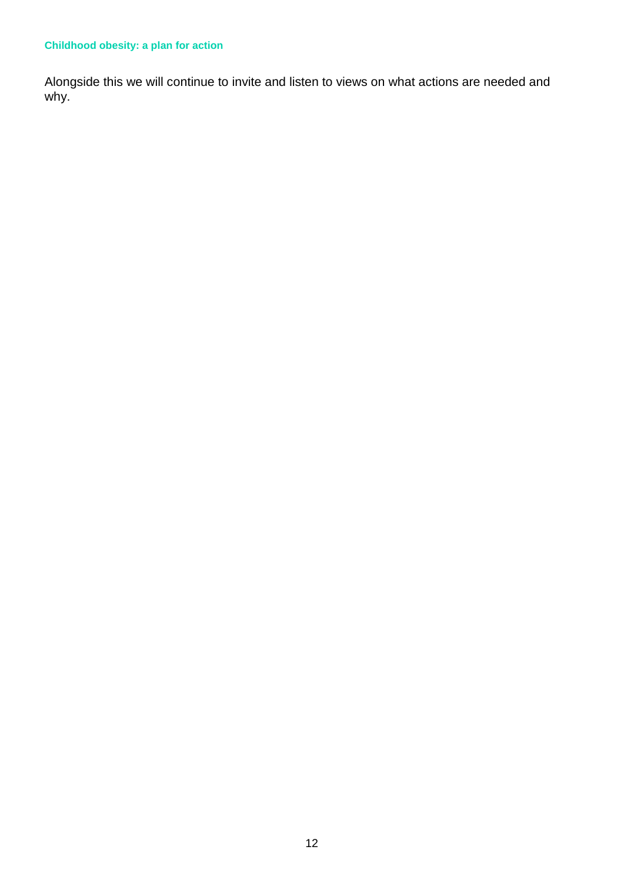Alongside this we will continue to invite and listen to views on what actions are needed and why.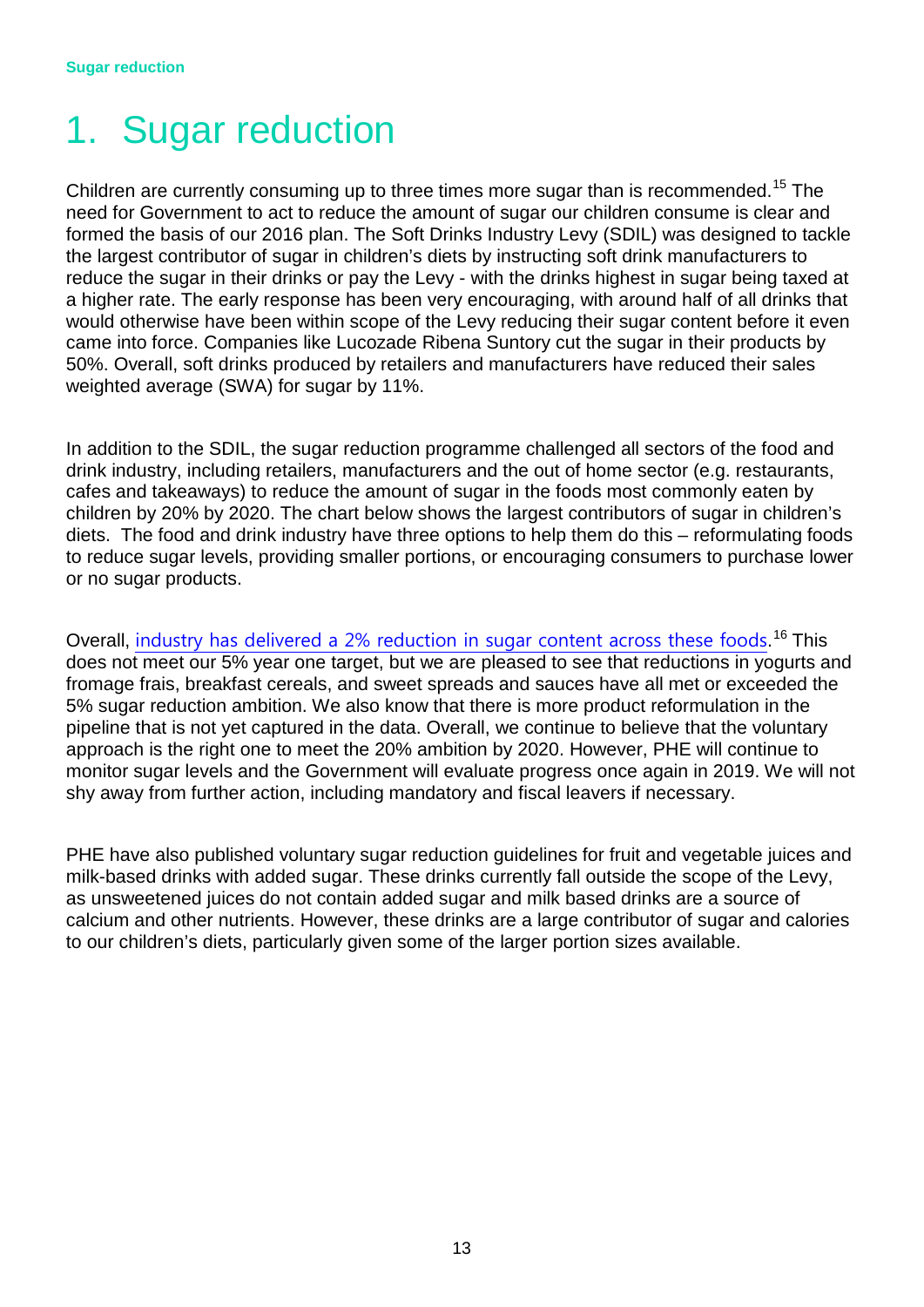# 1. Sugar reduction

Children are currently consuming up to three times more sugar than is recommended.[15] The need for Government to act to reduce the amount of sugar our children consume is clear and formed the basis of our 2016 plan. The Soft Drinks Industry Levy (SDIL) was designed to tackle the largest contributor of sugar in children's diets by instructing soft drink manufacturers to reduce the sugar in their drinks or pay the Levy - with the drinks highest in sugar being taxed at a higher rate. The early response has been very encouraging, with around half of all drinks that would otherwise have been within scope of the Levy reducing their sugar content before it even came into force. Companies like Lucozade Ribena Suntory cut the sugar in their products by 50%. Overall, soft drinks produced by retailers and manufacturers have reduced their sales weighted average (SWA) for sugar by 11%.

In addition to the SDIL, the sugar reduction programme challenged all sectors of the food and drink industry, including retailers, manufacturers and the out of home sector (e.g. restaurants, cafes and takeaways) to reduce the amount of sugar in the foods most commonly eaten by children by 20% by 2020. The chart below shows the largest contributors of sugar in children's diets. The food and drink industry have three options to help them do this – reformulating foods to reduce sugar levels, providing smaller portions, or encouraging consumers to purchase lower or no sugar products.

Overall, industry has delivered a 2% reduction in sugar content across these foods.[16] This does not meet our 5% year one target, but we are pleased to see that reductions in yogurts and fromage frais, breakfast cereals, and sweet spreads and sauces have all met or exceeded the 5% sugar reduction ambition. We also know that there is more product reformulation in the pipeline that is not yet captured in the data. Overall, we continue to believe that the voluntary approach is the right one to meet the 20% ambition by 2020. However, PHE will continue to monitor sugar levels and the Government will evaluate progress once again in 2019. We will not shy away from further action, including mandatory and fiscal leavers if necessary.

PHE have also published voluntary sugar reduction guidelines for fruit and vegetable juices and milk-based drinks with added sugar. These drinks currently fall outside the scope of the Levy, as unsweetened juices do not contain added sugar and milk based drinks are a source of calcium and other nutrients. However, these drinks are a large contributor of sugar and calories to our children's diets, particularly given some of the larger portion sizes available.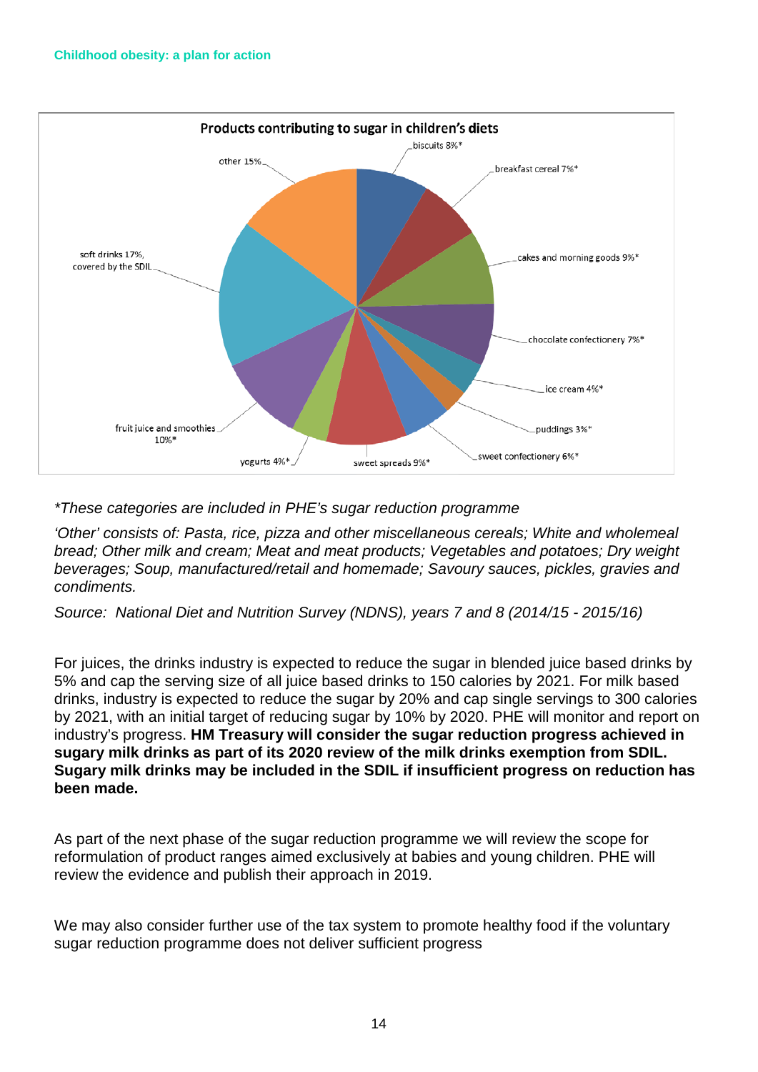**Products contributing to sugar in children's diets**

- biscuits 8%*
- breakfast cereal 7%*
- cakes and morning goods 9%*
- chocolate confectionery 7%*
- ice cream 4%*
- puddings 3%*
- sweet confectionery 6%*
- sweet spreads 9%*
- yogurts 4%*
- fruit juice and smoothies 10%*
- soft drinks 17%, covered by the SDIL
- other 15%

*\*These categories are included in PHE's sugar reduction programme*

*'Other' consists of: Pasta, rice, pizza and other miscellaneous cereals; White and wholemeal bread; Other milk and cream; Meat and meat products; Vegetables and potatoes; Dry weight beverages; Soup, manufactured/retail and homemade; Savoury sauces, pickles, gravies and condiments.*

*Source: National Diet and Nutrition Survey (NDNS), years 7 and 8 (2014/15 - 2015/16)*

For juices, the drinks industry is expected to reduce the sugar in blended juice based drinks by 5% and cap the serving size of all juice based drinks to 150 calories by 2021. For milk based drinks, industry is expected to reduce the sugar by 20% and cap single servings to 300 calories by 2021, with an initial target of reducing sugar by 10% by 2020. PHE will monitor and report on industry's progress. **HM Treasury will consider the sugar reduction progress achieved in sugary milk drinks as part of its 2020 review of the milk drinks exemption from SDIL. Sugary milk drinks may be included in the SDIL if insufficient progress on reduction has been made.**

As part of the next phase of the sugar reduction programme we will review the scope for reformulation of product ranges aimed exclusively at babies and young children. PHE will review the evidence and publish their approach in 2019.

We may also consider further use of the tax system to promote healthy food if the voluntary sugar reduction programme does not deliver sufficient progress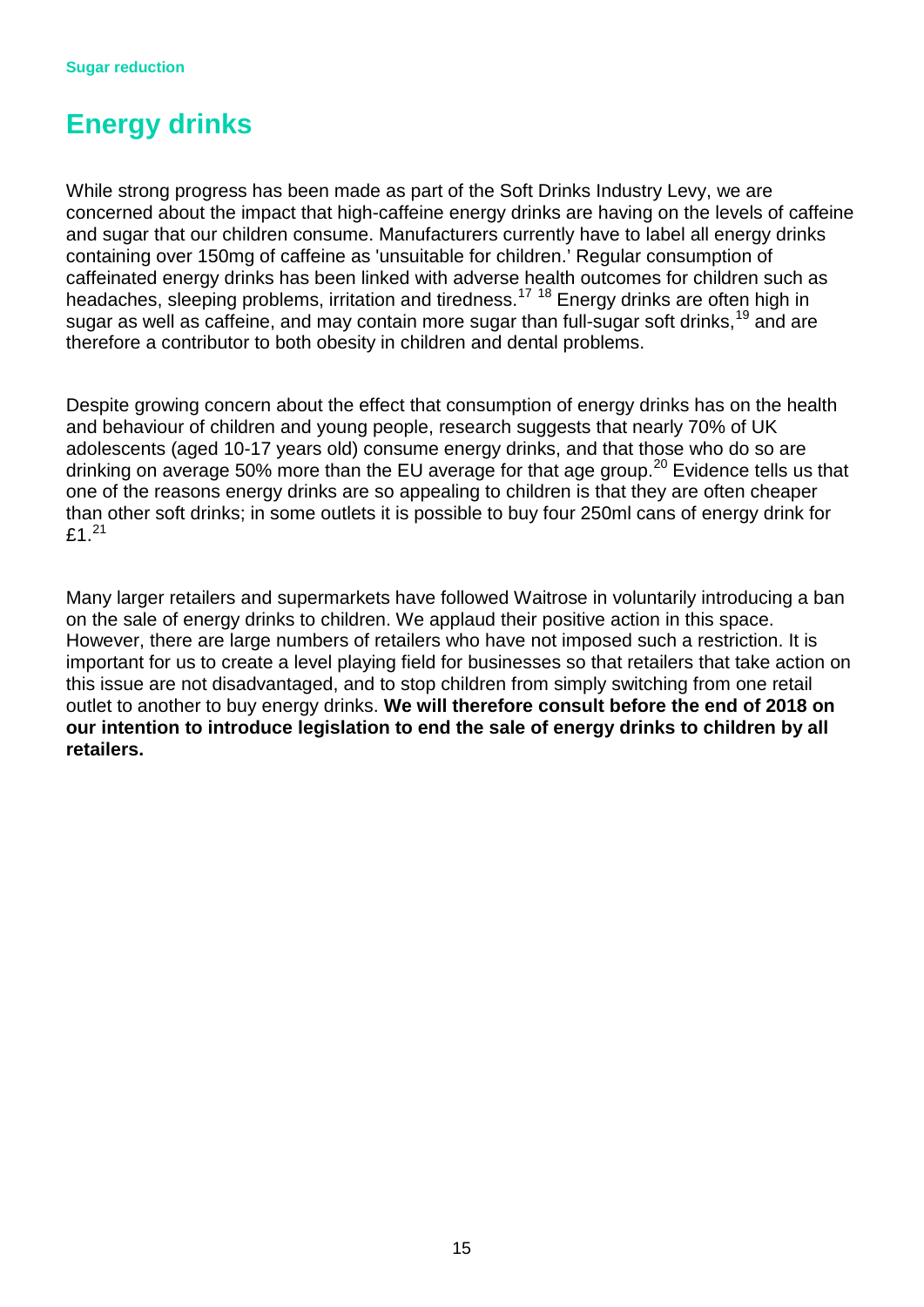# Energy drinks

While strong progress has been made as part of the Soft Drinks Industry Levy, we are concerned about the impact that high-caffeine energy drinks are having on the levels of caffeine and sugar that our children consume. Manufacturers currently have to label all energy drinks containing over 150mg of caffeine as 'unsuitable for children.' Regular consumption of caffeinated energy drinks has been linked with adverse health outcomes for children such as headaches, sleeping problems, irritation and tiredness.[17] [18] Energy drinks are often high in sugar as well as caffeine, and may contain more sugar than full-sugar soft drinks,[19] and are therefore a contributor to both obesity in children and dental problems.

Despite growing concern about the effect that consumption of energy drinks has on the health and behaviour of children and young people, research suggests that nearly 70% of UK adolescents (aged 10-17 years old) consume energy drinks, and that those who do so are drinking on average 50% more than the EU average for that age group.[20] Evidence tells us that one of the reasons energy drinks are so appealing to children is that they are often cheaper than other soft drinks; in some outlets it is possible to buy four 250ml cans of energy drink for £1.[21]

Many larger retailers and supermarkets have followed Waitrose in voluntarily introducing a ban on the sale of energy drinks to children. We applaud their positive action in this space. However, there are large numbers of retailers who have not imposed such a restriction. It is important for us to create a level playing field for businesses so that retailers that take action on this issue are not disadvantaged, and to stop children from simply switching from one retail outlet to another to buy energy drinks. **We will therefore consult before the end of 2018 on our intention to introduce legislation to end the sale of energy drinks to children by all retailers.**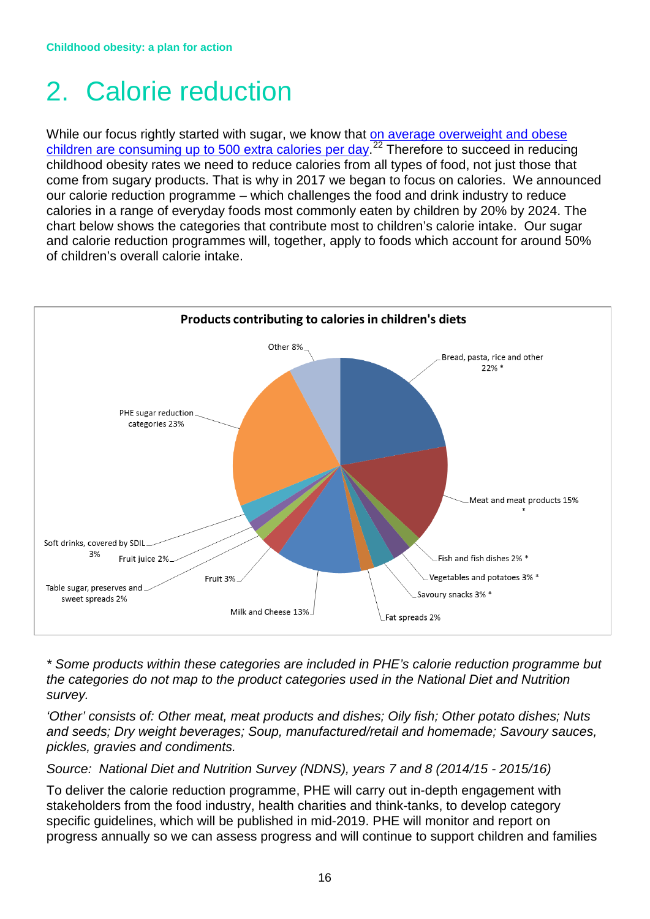# 2. Calorie reduction

While our focus rightly started with sugar, we know that on average overweight and obese children are consuming up to 500 extra calories per day.[22] Therefore to succeed in reducing childhood obesity rates we need to reduce calories from all types of food, not just those that come from sugary products. That is why in 2017 we began to focus on calories. We announced our calorie reduction programme – which challenges the food and drink industry to reduce calories in a range of everyday foods most commonly eaten by children by 20% by 2024. The chart below shows the categories that contribute most to children's calorie intake. Our sugar and calorie reduction programmes will, together, apply to foods which account for around 50% of children's overall calorie intake.

**Products contributing to calories in children's diets**

| Category | Share |
| --- | --- |
| Bread, pasta, rice and other * | 22% |
| Meat and meat products * | 15% |
| Fish and fish dishes * | 2% |
| Vegetables and potatoes * | 3% |
| Savoury snacks * | 3% |
| Fat spreads | 2% |
| Milk and Cheese | 13% |
| Fruit | 3% |
| Table sugar, preserves and sweet spreads | 2% |
| Fruit juice | 2% |
| Soft drinks, covered by SDIL | 3% |
| PHE sugar reduction categories | 23% |
| Other | 8% |

*\* Some products within these categories are included in PHE's calorie reduction programme but the categories do not map to the product categories used in the National Diet and Nutrition survey.*

*'Other' consists of: Other meat, meat products and dishes; Oily fish; Other potato dishes; Nuts and seeds; Dry weight beverages; Soup, manufactured/retail and homemade; Savoury sauces, pickles, gravies and condiments.*

*Source: National Diet and Nutrition Survey (NDNS), years 7 and 8 (2014/15 - 2015/16)*

To deliver the calorie reduction programme, PHE will carry out in-depth engagement with stakeholders from the food industry, health charities and think-tanks, to develop category specific guidelines, which will be published in mid-2019. PHE will monitor and report on progress annually so we can assess progress and will continue to support children and families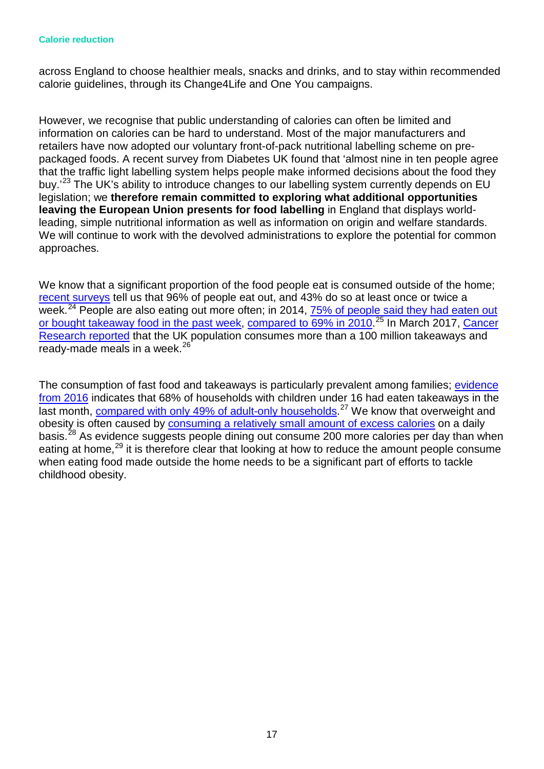across England to choose healthier meals, snacks and drinks, and to stay within recommended calorie guidelines, through its Change4Life and One You campaigns.

However, we recognise that public understanding of calories can often be limited and information on calories can be hard to understand. Most of the major manufacturers and retailers have now adopted our voluntary front-of-pack nutritional labelling scheme on pre-packaged foods. A recent survey from Diabetes UK found that 'almost nine in ten people agree that the traffic light labelling system helps people make informed decisions about the food they buy.'[23] The UK's ability to introduce changes to our labelling system currently depends on EU legislation; we **therefore remain committed to exploring what additional opportunities leaving the European Union presents for food labelling** in England that displays world-leading, simple nutritional information as well as information on origin and welfare standards. We will continue to work with the devolved administrations to explore the potential for common approaches.

We know that a significant proportion of the food people eat is consumed outside of the home; recent surveys tell us that 96% of people eat out, and 43% do so at least once or twice a week.[24] People are also eating out more often; in 2014, 75% of people said they had eaten out or bought takeaway food in the past week, compared to 69% in 2010.[25] In March 2017, Cancer Research reported that the UK population consumes more than a 100 million takeaways and ready-made meals in a week.[26]

The consumption of fast food and takeaways is particularly prevalent among families; evidence from 2016 indicates that 68% of households with children under 16 had eaten takeaways in the last month, compared with only 49% of adult-only households.[27] We know that overweight and obesity is often caused by consuming a relatively small amount of excess calories on a daily basis.[28] As evidence suggests people dining out consume 200 more calories per day than when eating at home,[29] it is therefore clear that looking at how to reduce the amount people consume when eating food made outside the home needs to be a significant part of efforts to tackle childhood obesity.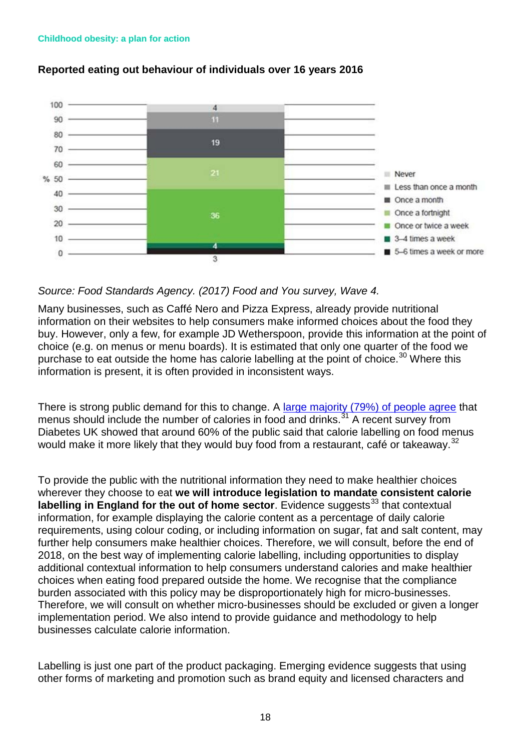**Reported eating out behaviour of individuals over 16 years 2016**

| Frequency | % |
| --- | --- |
| Never | 4 |
| Less than once a month | 11 |
| Once a month | 19 |
| Once a fortnight | 21 |
| Once or twice a week | 36 |
| 3–4 times a week | 4 |
| 5–6 times a week or more | 3 |

*Source: Food Standards Agency. (2017) Food and You survey, Wave 4.*

Many businesses, such as Caffé Nero and Pizza Express, already provide nutritional information on their websites to help consumers make informed choices about the food they buy. However, only a few, for example JD Wetherspoon, provide this information at the point of choice (e.g. on menus or menu boards). It is estimated that only one quarter of the food we purchase to eat outside the home has calorie labelling at the point of choice.[30] Where this information is present, it is often provided in inconsistent ways.

There is strong public demand for this to change. A large majority (79%) of people agree that menus should include the number of calories in food and drinks.[31] A recent survey from Diabetes UK showed that around 60% of the public said that calorie labelling on food menus would make it more likely that they would buy food from a restaurant, café or takeaway.[32]

To provide the public with the nutritional information they need to make healthier choices wherever they choose to eat **we will introduce legislation to mandate consistent calorie labelling in England for the out of home sector**. Evidence suggests[33] that contextual information, for example displaying the calorie content as a percentage of daily calorie requirements, using colour coding, or including information on sugar, fat and salt content, may further help consumers make healthier choices. Therefore, we will consult, before the end of 2018, on the best way of implementing calorie labelling, including opportunities to display additional contextual information to help consumers understand calories and make healthier choices when eating food prepared outside the home. We recognise that the compliance burden associated with this policy may be disproportionately high for micro-businesses. Therefore, we will consult on whether micro-businesses should be excluded or given a longer implementation period. We also intend to provide guidance and methodology to help businesses calculate calorie information.

Labelling is just one part of the product packaging. Emerging evidence suggests that using other forms of marketing and promotion such as brand equity and licensed characters and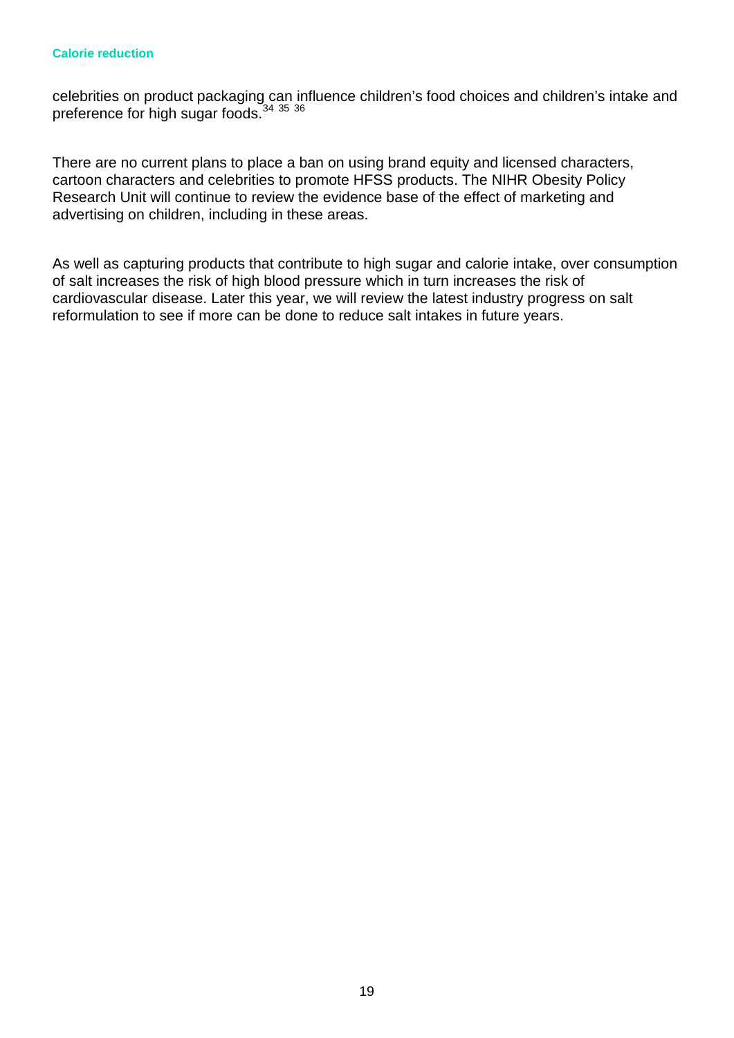celebrities on product packaging can influence children's food choices and children's intake and preference for high sugar foods.[34 35 36]

There are no current plans to place a ban on using brand equity and licensed characters, cartoon characters and celebrities to promote HFSS products. The NIHR Obesity Policy Research Unit will continue to review the evidence base of the effect of marketing and advertising on children, including in these areas.

As well as capturing products that contribute to high sugar and calorie intake, over consumption of salt increases the risk of high blood pressure which in turn increases the risk of cardiovascular disease. Later this year, we will review the latest industry progress on salt reformulation to see if more can be done to reduce salt intakes in future years.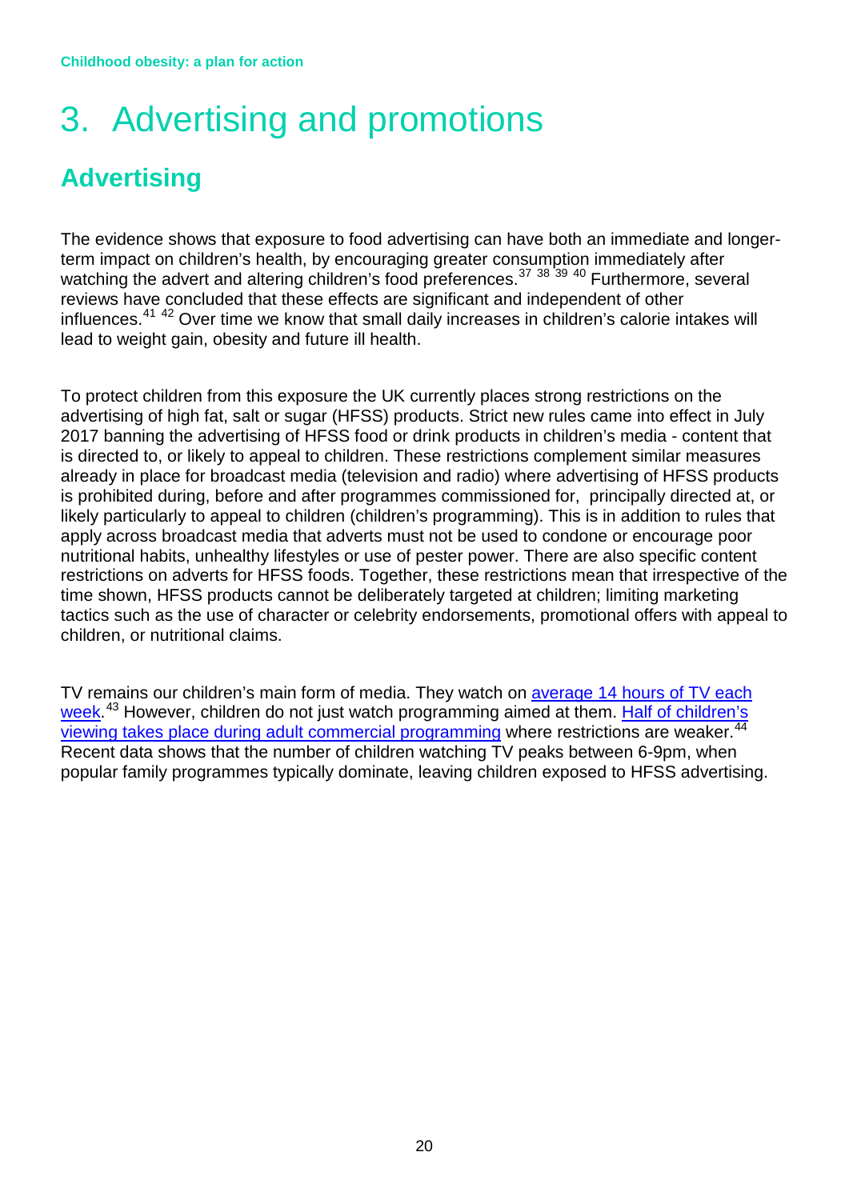# 3. Advertising and promotions

## Advertising

The evidence shows that exposure to food advertising can have both an immediate and longer-term impact on children's health, by encouraging greater consumption immediately after watching the advert and altering children's food preferences.[37] [38] [39] [40] Furthermore, several reviews have concluded that these effects are significant and independent of other influences.[41] [42] Over time we know that small daily increases in children's calorie intakes will lead to weight gain, obesity and future ill health.

To protect children from this exposure the UK currently places strong restrictions on the advertising of high fat, salt or sugar (HFSS) products. Strict new rules came into effect in July 2017 banning the advertising of HFSS food or drink products in children's media - content that is directed to, or likely to appeal to children. These restrictions complement similar measures already in place for broadcast media (television and radio) where advertising of HFSS products is prohibited during, before and after programmes commissioned for, principally directed at, or likely particularly to appeal to children (children's programming). This is in addition to rules that apply across broadcast media that adverts must not be used to condone or encourage poor nutritional habits, unhealthy lifestyles or use of pester power. There are also specific content restrictions on adverts for HFSS foods. Together, these restrictions mean that irrespective of the time shown, HFSS products cannot be deliberately targeted at children; limiting marketing tactics such as the use of character or celebrity endorsements, promotional offers with appeal to children, or nutritional claims.

TV remains our children's main form of media. They watch on average 14 hours of TV each week.[43] However, children do not just watch programming aimed at them. Half of children's viewing takes place during adult commercial programming where restrictions are weaker.[44] Recent data shows that the number of children watching TV peaks between 6-9pm, when popular family programmes typically dominate, leaving children exposed to HFSS advertising.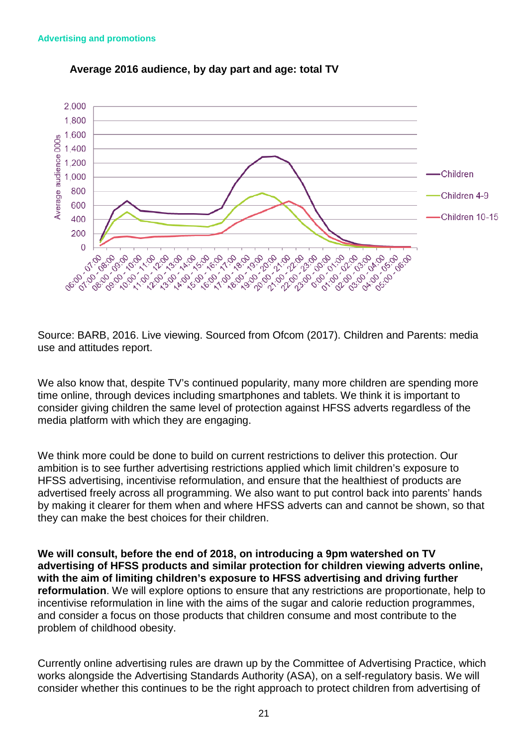Advertising and promotions

**Average 2016 audience, by day part and age: total TV**

Source: BARB, 2016. Live viewing. Sourced from Ofcom (2017). Children and Parents: media use and attitudes report.

We also know that, despite TV's continued popularity, many more children are spending more time online, through devices including smartphones and tablets. We think it is important to consider giving children the same level of protection against HFSS adverts regardless of the media platform with which they are engaging.

We think more could be done to build on current restrictions to deliver this protection. Our ambition is to see further advertising restrictions applied which limit children's exposure to HFSS advertising, incentivise reformulation, and ensure that the healthiest of products are advertised freely across all programming. We also want to put control back into parents' hands by making it clearer for them when and where HFSS adverts can and cannot be shown, so that they can make the best choices for their children.

**We will consult, before the end of 2018, on introducing a 9pm watershed on TV advertising of HFSS products and similar protection for children viewing adverts online, with the aim of limiting children's exposure to HFSS advertising and driving further reformulation**. We will explore options to ensure that any restrictions are proportionate, help to incentivise reformulation in line with the aims of the sugar and calorie reduction programmes, and consider a focus on those products that children consume and most contribute to the problem of childhood obesity.

Currently online advertising rules are drawn up by the Committee of Advertising Practice, which works alongside the Advertising Standards Authority (ASA), on a self-regulatory basis. We will consider whether this continues to be the right approach to protect children from advertising of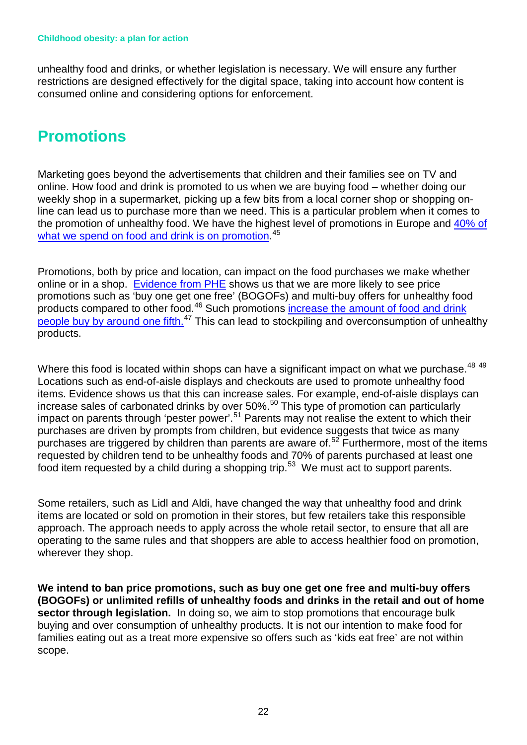unhealthy food and drinks, or whether legislation is necessary. We will ensure any further restrictions are designed effectively for the digital space, taking into account how content is consumed online and considering options for enforcement.

## Promotions

Marketing goes beyond the advertisements that children and their families see on TV and online. How food and drink is promoted to us when we are buying food – whether doing our weekly shop in a supermarket, picking up a few bits from a local corner shop or shopping on-line can lead us to purchase more than we need. This is a particular problem when it comes to the promotion of unhealthy food. We have the highest level of promotions in Europe and 40% of what we spend on food and drink is on promotion.[45]

Promotions, both by price and location, can impact on the food purchases we make whether online or in a shop. Evidence from PHE shows us that we are more likely to see price promotions such as 'buy one get one free' (BOGOFs) and multi-buy offers for unhealthy food products compared to other food.[46] Such promotions increase the amount of food and drink people buy by around one fifth.[47] This can lead to stockpiling and overconsumption of unhealthy products.

Where this food is located within shops can have a significant impact on what we purchase.[48] [49] Locations such as end-of-aisle displays and checkouts are used to promote unhealthy food items. Evidence shows us that this can increase sales. For example, end-of-aisle displays can increase sales of carbonated drinks by over 50%.[50] This type of promotion can particularly impact on parents through 'pester power'.[51] Parents may not realise the extent to which their purchases are driven by prompts from children, but evidence suggests that twice as many purchases are triggered by children than parents are aware of.[52] Furthermore, most of the items requested by children tend to be unhealthy foods and 70% of parents purchased at least one food item requested by a child during a shopping trip.[53] We must act to support parents.

Some retailers, such as Lidl and Aldi, have changed the way that unhealthy food and drink items are located or sold on promotion in their stores, but few retailers take this responsible approach. The approach needs to apply across the whole retail sector, to ensure that all are operating to the same rules and that shoppers are able to access healthier food on promotion, wherever they shop.

**We intend to ban price promotions, such as buy one get one free and multi-buy offers (BOGOFs) or unlimited refills of unhealthy foods and drinks in the retail and out of home sector through legislation.** In doing so, we aim to stop promotions that encourage bulk buying and over consumption of unhealthy products. It is not our intention to make food for families eating out as a treat more expensive so offers such as 'kids eat free' are not within scope.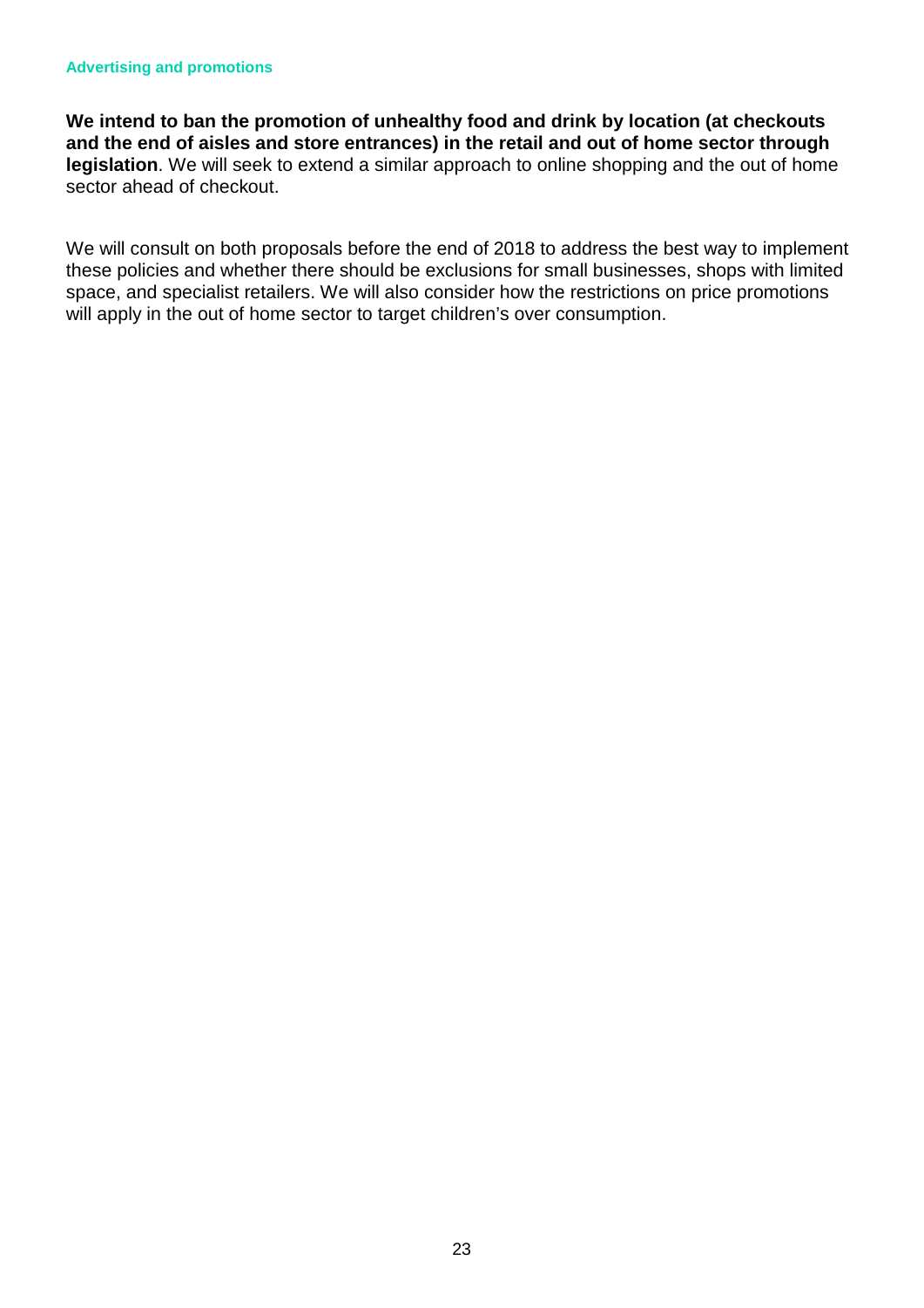#### Advertising and promotions

**We intend to ban the promotion of unhealthy food and drink by location (at checkouts and the end of aisles and store entrances) in the retail and out of home sector through legislation**. We will seek to extend a similar approach to online shopping and the out of home sector ahead of checkout.

We will consult on both proposals before the end of 2018 to address the best way to implement these policies and whether there should be exclusions for small businesses, shops with limited space, and specialist retailers. We will also consider how the restrictions on price promotions will apply in the out of home sector to target children's over consumption.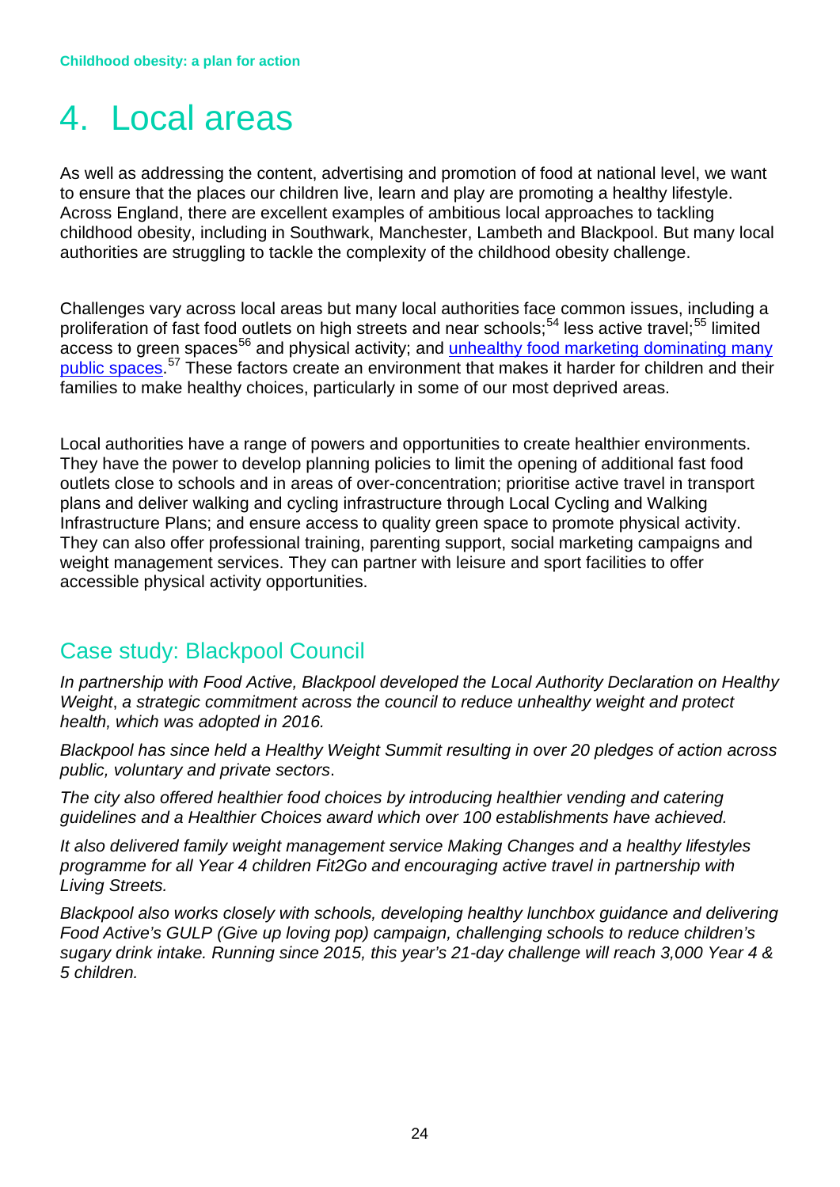# 4. Local areas

As well as addressing the content, advertising and promotion of food at national level, we want to ensure that the places our children live, learn and play are promoting a healthy lifestyle. Across England, there are excellent examples of ambitious local approaches to tackling childhood obesity, including in Southwark, Manchester, Lambeth and Blackpool. But many local authorities are struggling to tackle the complexity of the childhood obesity challenge.

Challenges vary across local areas but many local authorities face common issues, including a proliferation of fast food outlets on high streets and near schools;[54] less active travel;[55] limited access to green spaces[56] and physical activity; and unhealthy food marketing dominating many public spaces.[57] These factors create an environment that makes it harder for children and their families to make healthy choices, particularly in some of our most deprived areas.

Local authorities have a range of powers and opportunities to create healthier environments. They have the power to develop planning policies to limit the opening of additional fast food outlets close to schools and in areas of over-concentration; prioritise active travel in transport plans and deliver walking and cycling infrastructure through Local Cycling and Walking Infrastructure Plans; and ensure access to quality green space to promote physical activity. They can also offer professional training, parenting support, social marketing campaigns and weight management services. They can partner with leisure and sport facilities to offer accessible physical activity opportunities.

## Case study: Blackpool Council

*In partnership with Food Active, Blackpool developed the Local Authority Declaration on Healthy Weight, a strategic commitment across the council to reduce unhealthy weight and protect health, which was adopted in 2016.*

*Blackpool has since held a Healthy Weight Summit resulting in over 20 pledges of action across public, voluntary and private sectors.*

*The city also offered healthier food choices by introducing healthier vending and catering guidelines and a Healthier Choices award which over 100 establishments have achieved.*

*It also delivered family weight management service Making Changes and a healthy lifestyles programme for all Year 4 children Fit2Go and encouraging active travel in partnership with Living Streets.*

*Blackpool also works closely with schools, developing healthy lunchbox guidance and delivering Food Active's GULP (Give up loving pop) campaign, challenging schools to reduce children's sugary drink intake. Running since 2015, this year's 21-day challenge will reach 3,000 Year 4 & 5 children.*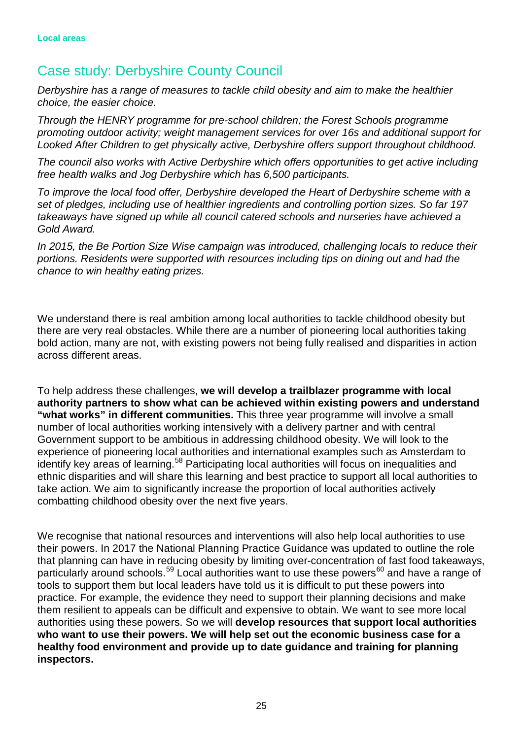## Case study: Derbyshire County Council

*Derbyshire has a range of measures to tackle child obesity and aim to make the healthier choice, the easier choice.*

*Through the HENRY programme for pre-school children; the Forest Schools programme promoting outdoor activity; weight management services for over 16s and additional support for Looked After Children to get physically active, Derbyshire offers support throughout childhood.*

*The council also works with Active Derbyshire which offers opportunities to get active including free health walks and Jog Derbyshire which has 6,500 participants.*

*To improve the local food offer, Derbyshire developed the Heart of Derbyshire scheme with a set of pledges, including use of healthier ingredients and controlling portion sizes. So far 197 takeaways have signed up while all council catered schools and nurseries have achieved a Gold Award.*

*In 2015, the Be Portion Size Wise campaign was introduced, challenging locals to reduce their portions. Residents were supported with resources including tips on dining out and had the chance to win healthy eating prizes.*

We understand there is real ambition among local authorities to tackle childhood obesity but there are very real obstacles. While there are a number of pioneering local authorities taking bold action, many are not, with existing powers not being fully realised and disparities in action across different areas.

To help address these challenges, **we will develop a trailblazer programme with local authority partners to show what can be achieved within existing powers and understand "what works" in different communities.** This three year programme will involve a small number of local authorities working intensively with a delivery partner and with central Government support to be ambitious in addressing childhood obesity. We will look to the experience of pioneering local authorities and international examples such as Amsterdam to identify key areas of learning.[58] Participating local authorities will focus on inequalities and ethnic disparities and will share this learning and best practice to support all local authorities to take action. We aim to significantly increase the proportion of local authorities actively combatting childhood obesity over the next five years.

We recognise that national resources and interventions will also help local authorities to use their powers. In 2017 the National Planning Practice Guidance was updated to outline the role that planning can have in reducing obesity by limiting over-concentration of fast food takeaways, particularly around schools.[59] Local authorities want to use these powers[60] and have a range of tools to support them but local leaders have told us it is difficult to put these powers into practice. For example, the evidence they need to support their planning decisions and make them resilient to appeals can be difficult and expensive to obtain. We want to see more local authorities using these powers. So we will **develop resources that support local authorities who want to use their powers. We will help set out the economic business case for a healthy food environment and provide up to date guidance and training for planning inspectors.**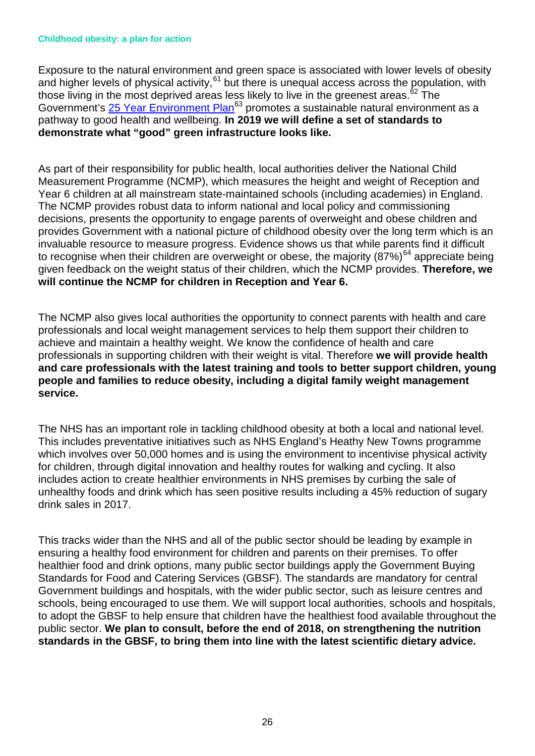Exposure to the natural environment and green space is associated with lower levels of obesity and higher levels of physical activity,[61] but there is unequal access across the population, with those living in the most deprived areas less likely to live in the greenest areas.[62] The Government's [25 Year Environment Plan][63] promotes a sustainable natural environment as a pathway to good health and wellbeing. **In 2019 we will define a set of standards to demonstrate what "good" green infrastructure looks like.**

As part of their responsibility for public health, local authorities deliver the National Child Measurement Programme (NCMP), which measures the height and weight of Reception and Year 6 children at all mainstream state-maintained schools (including academies) in England. The NCMP provides robust data to inform national and local policy and commissioning decisions, presents the opportunity to engage parents of overweight and obese children and provides Government with a national picture of childhood obesity over the long term which is an invaluable resource to measure progress. Evidence shows us that while parents find it difficult to recognise when their children are overweight or obese, the majority (87%)[64] appreciate being given feedback on the weight status of their children, which the NCMP provides. **Therefore, we will continue the NCMP for children in Reception and Year 6.**

The NCMP also gives local authorities the opportunity to connect parents with health and care professionals and local weight management services to help them support their children to achieve and maintain a healthy weight. We know the confidence of health and care professionals in supporting children with their weight is vital. Therefore **we will provide health and care professionals with the latest training and tools to better support children, young people and families to reduce obesity, including a digital family weight management service.**

The NHS has an important role in tackling childhood obesity at both a local and national level. This includes preventative initiatives such as NHS England's Heathy New Towns programme which involves over 50,000 homes and is using the environment to incentivise physical activity for children, through digital innovation and healthy routes for walking and cycling. It also includes action to create healthier environments in NHS premises by curbing the sale of unhealthy foods and drink which has seen positive results including a 45% reduction of sugary drink sales in 2017.

This tracks wider than the NHS and all of the public sector should be leading by example in ensuring a healthy food environment for children and parents on their premises. To offer healthier food and drink options, many public sector buildings apply the Government Buying Standards for Food and Catering Services (GBSF). The standards are mandatory for central Government buildings and hospitals, with the wider public sector, such as leisure centres and schools, being encouraged to use them. We will support local authorities, schools and hospitals, to adopt the GBSF to help ensure that children have the healthiest food available throughout the public sector. **We plan to consult, before the end of 2018, on strengthening the nutrition standards in the GBSF, to bring them into line with the latest scientific dietary advice.**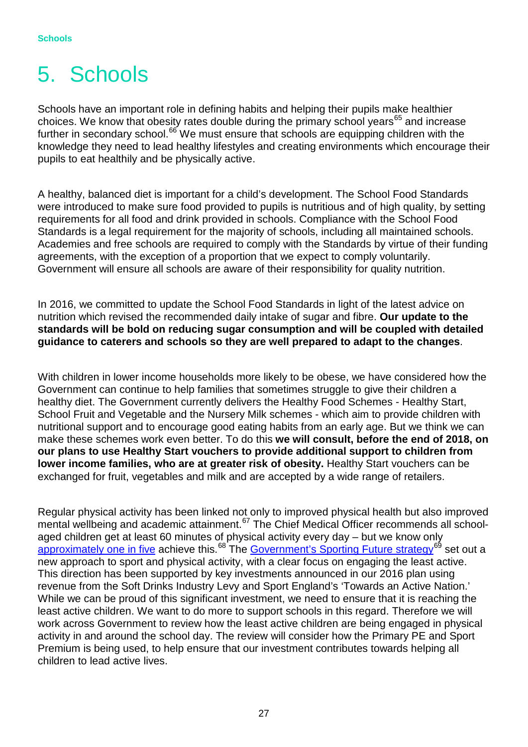# 5. Schools

Schools have an important role in defining habits and helping their pupils make healthier choices. We know that obesity rates double during the primary school years[65] and increase further in secondary school.[66] We must ensure that schools are equipping children with the knowledge they need to lead healthy lifestyles and creating environments which encourage their pupils to eat healthily and be physically active.

A healthy, balanced diet is important for a child's development. The School Food Standards were introduced to make sure food provided to pupils is nutritious and of high quality, by setting requirements for all food and drink provided in schools. Compliance with the School Food Standards is a legal requirement for the majority of schools, including all maintained schools. Academies and free schools are required to comply with the Standards by virtue of their funding agreements, with the exception of a proportion that we expect to comply voluntarily. Government will ensure all schools are aware of their responsibility for quality nutrition.

In 2016, we committed to update the School Food Standards in light of the latest advice on nutrition which revised the recommended daily intake of sugar and fibre. **Our update to the standards will be bold on reducing sugar consumption and will be coupled with detailed guidance to caterers and schools so they are well prepared to adapt to the changes**.

With children in lower income households more likely to be obese, we have considered how the Government can continue to help families that sometimes struggle to give their children a healthy diet. The Government currently delivers the Healthy Food Schemes - Healthy Start, School Fruit and Vegetable and the Nursery Milk schemes - which aim to provide children with nutritional support and to encourage good eating habits from an early age. But we think we can make these schemes work even better. To do this **we will consult, before the end of 2018, on our plans to use Healthy Start vouchers to provide additional support to children from lower income families, who are at greater risk of obesity.** Healthy Start vouchers can be exchanged for fruit, vegetables and milk and are accepted by a wide range of retailers.

Regular physical activity has been linked not only to improved physical health but also improved mental wellbeing and academic attainment.[67] The Chief Medical Officer recommends all school-aged children get at least 60 minutes of physical activity every day – but we know only approximately one in five achieve this.[68] The Government's Sporting Future strategy[69] set out a new approach to sport and physical activity, with a clear focus on engaging the least active. This direction has been supported by key investments announced in our 2016 plan using revenue from the Soft Drinks Industry Levy and Sport England's 'Towards an Active Nation.' While we can be proud of this significant investment, we need to ensure that it is reaching the least active children. We want to do more to support schools in this regard. Therefore we will work across Government to review how the least active children are being engaged in physical activity in and around the school day. The review will consider how the Primary PE and Sport Premium is being used, to help ensure that our investment contributes towards helping all children to lead active lives.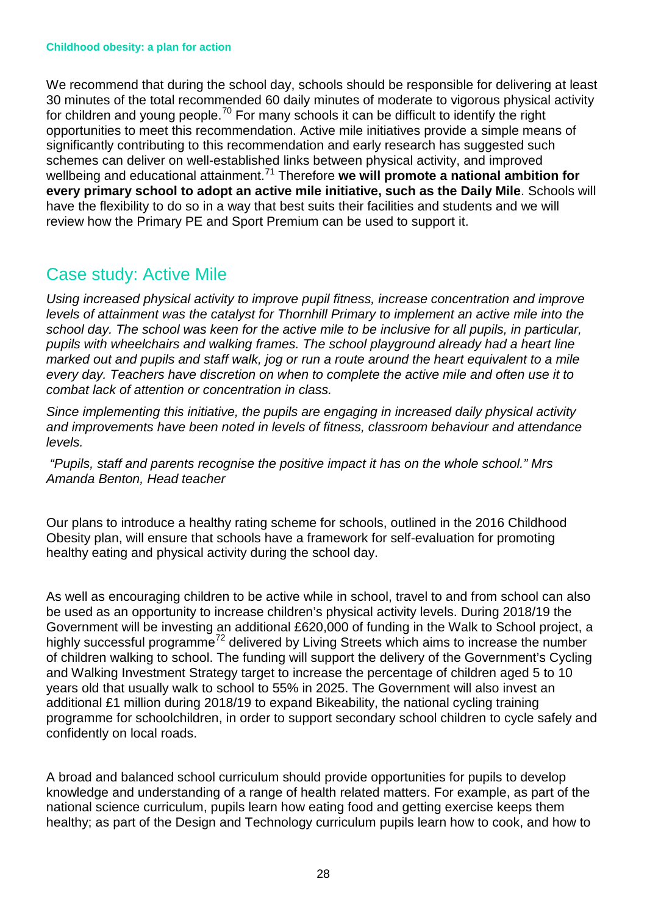We recommend that during the school day, schools should be responsible for delivering at least 30 minutes of the total recommended 60 daily minutes of moderate to vigorous physical activity for children and young people.[70] For many schools it can be difficult to identify the right opportunities to meet this recommendation. Active mile initiatives provide a simple means of significantly contributing to this recommendation and early research has suggested such schemes can deliver on well-established links between physical activity, and improved wellbeing and educational attainment.[71] Therefore **we will promote a national ambition for every primary school to adopt an active mile initiative, such as the Daily Mile**. Schools will have the flexibility to do so in a way that best suits their facilities and students and we will review how the Primary PE and Sport Premium can be used to support it.

## Case study: Active Mile

*Using increased physical activity to improve pupil fitness, increase concentration and improve levels of attainment was the catalyst for Thornhill Primary to implement an active mile into the school day. The school was keen for the active mile to be inclusive for all pupils, in particular, pupils with wheelchairs and walking frames. The school playground already had a heart line marked out and pupils and staff walk, jog or run a route around the heart equivalent to a mile every day. Teachers have discretion on when to complete the active mile and often use it to combat lack of attention or concentration in class.*

*Since implementing this initiative, the pupils are engaging in increased daily physical activity and improvements have been noted in levels of fitness, classroom behaviour and attendance levels.*

*"Pupils, staff and parents recognise the positive impact it has on the whole school." Mrs Amanda Benton, Head teacher*

Our plans to introduce a healthy rating scheme for schools, outlined in the 2016 Childhood Obesity plan, will ensure that schools have a framework for self-evaluation for promoting healthy eating and physical activity during the school day.

As well as encouraging children to be active while in school, travel to and from school can also be used as an opportunity to increase children's physical activity levels. During 2018/19 the Government will be investing an additional £620,000 of funding in the Walk to School project, a highly successful programme[72] delivered by Living Streets which aims to increase the number of children walking to school. The funding will support the delivery of the Government's Cycling and Walking Investment Strategy target to increase the percentage of children aged 5 to 10 years old that usually walk to school to 55% in 2025. The Government will also invest an additional £1 million during 2018/19 to expand Bikeability, the national cycling training programme for schoolchildren, in order to support secondary school children to cycle safely and confidently on local roads.

A broad and balanced school curriculum should provide opportunities for pupils to develop knowledge and understanding of a range of health related matters. For example, as part of the national science curriculum, pupils learn how eating food and getting exercise keeps them healthy; as part of the Design and Technology curriculum pupils learn how to cook, and how to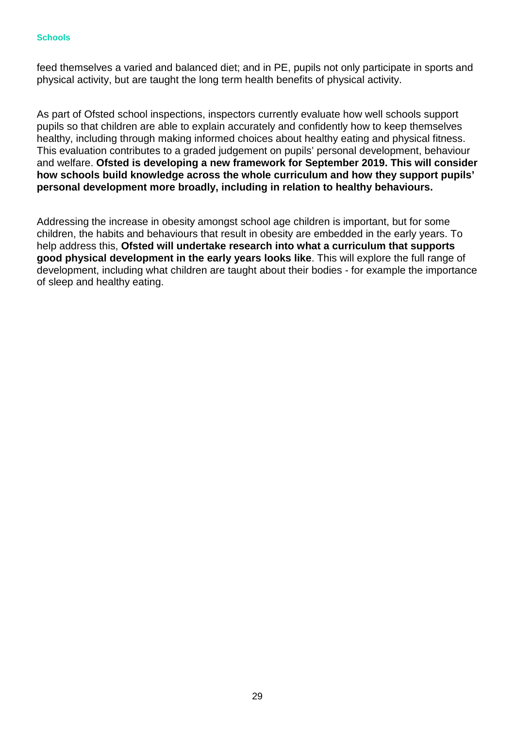feed themselves a varied and balanced diet; and in PE, pupils not only participate in sports and physical activity, but are taught the long term health benefits of physical activity.

As part of Ofsted school inspections, inspectors currently evaluate how well schools support pupils so that children are able to explain accurately and confidently how to keep themselves healthy, including through making informed choices about healthy eating and physical fitness. This evaluation contributes to a graded judgement on pupils' personal development, behaviour and welfare. **Ofsted is developing a new framework for September 2019. This will consider how schools build knowledge across the whole curriculum and how they support pupils' personal development more broadly, including in relation to healthy behaviours.**

Addressing the increase in obesity amongst school age children is important, but for some children, the habits and behaviours that result in obesity are embedded in the early years. To help address this, **Ofsted will undertake research into what a curriculum that supports good physical development in the early years looks like**. This will explore the full range of development, including what children are taught about their bodies - for example the importance of sleep and healthy eating.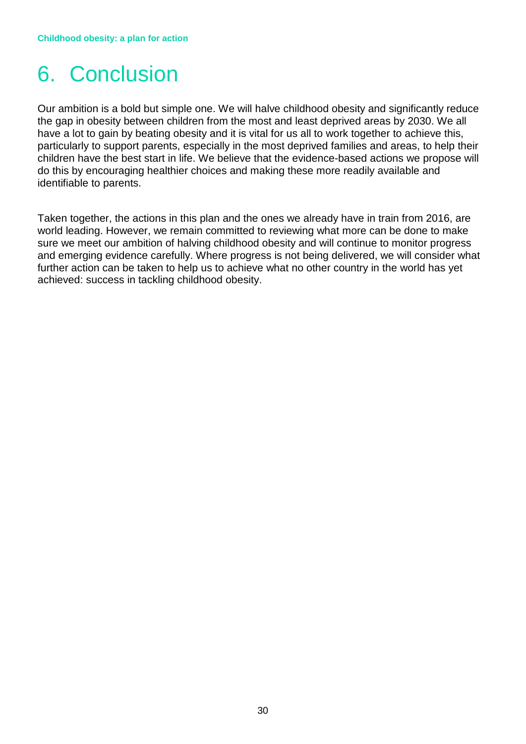# 6. Conclusion

Our ambition is a bold but simple one. We will halve childhood obesity and significantly reduce the gap in obesity between children from the most and least deprived areas by 2030. We all have a lot to gain by beating obesity and it is vital for us all to work together to achieve this, particularly to support parents, especially in the most deprived families and areas, to help their children have the best start in life. We believe that the evidence-based actions we propose will do this by encouraging healthier choices and making these more readily available and identifiable to parents.

Taken together, the actions in this plan and the ones we already have in train from 2016, are world leading. However, we remain committed to reviewing what more can be done to make sure we meet our ambition of halving childhood obesity and will continue to monitor progress and emerging evidence carefully. Where progress is not being delivered, we will consider what further action can be taken to help us to achieve what no other country in the world has yet achieved: success in tackling childhood obesity.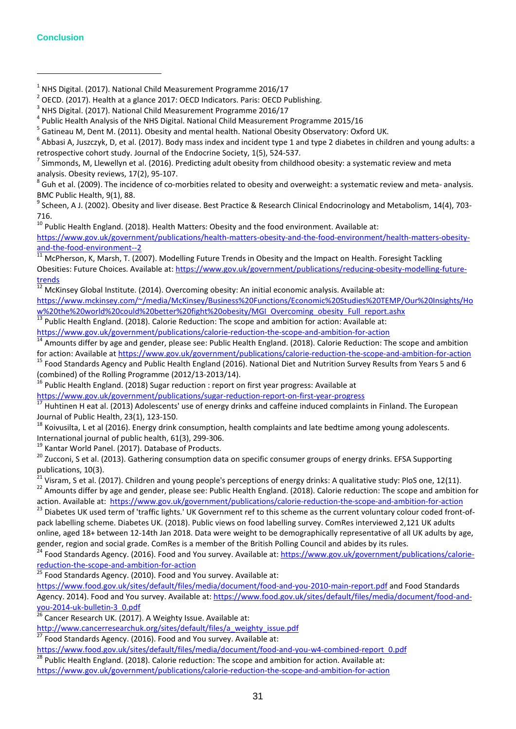## Conclusion

---

[1] NHS Digital. (2017). National Child Measurement Programme 2016/17

[2] OECD. (2017). Health at a glance 2017: OECD Indicators. Paris: OECD Publishing.

[3] NHS Digital. (2017). National Child Measurement Programme 2016/17

[4] Public Health Analysis of the NHS Digital. National Child Measurement Programme 2015/16

[5] Gatineau M, Dent M. (2011). Obesity and mental health. National Obesity Observatory: Oxford UK.

[6] Abbasi A, Juszczyk, D, et al. (2017). Body mass index and incident type 1 and type 2 diabetes in children and young adults: a retrospective cohort study. Journal of the Endocrine Society, 1(5), 524-537.

[7] Simmonds, M, Llewellyn et al. (2016). Predicting adult obesity from childhood obesity: a systematic review and meta analysis. Obesity reviews, 17(2), 95-107.

[8] Guh et al. (2009). The incidence of co-morbities related to obesity and overweight: a systematic review and meta- analysis. BMC Public Health, 9(1), 88.

[9] Scheen, A J. (2002). Obesity and liver disease. Best Practice & Research Clinical Endocrinology and Metabolism, 14(4), 703-716.

[10] Public Health England. (2018). Health Matters: Obesity and the food environment. Available at: https://www.gov.uk/government/publications/health-matters-obesity-and-the-food-environment/health-matters-obesity-and-the-food-environment--2

[11] McPherson, K, Marsh, T. (2007). Modelling Future Trends in Obesity and the Impact on Health. Foresight Tackling Obesities: Future Choices. Available at: https://www.gov.uk/government/publications/reducing-obesity-modelling-future-trends

[12] McKinsey Global Institute. (2014). Overcoming obesity: An initial economic analysis. Available at: https://www.mckinsey.com/~/media/McKinsey/Business%20Functions/Economic%20Studies%20TEMP/Our%20Insights/How%20the%20world%20could%20better%20fight%20obesity/MGI_Overcoming_obesity_Full_report.ashx

[13] Public Health England. (2018). Calorie Reduction: The scope and ambition for action: Available at: https://www.gov.uk/government/publications/calorie-reduction-the-scope-and-ambition-for-action

[14] Amounts differ by age and gender, please see: Public Health England. (2018). Calorie Reduction: The scope and ambition for action: Available at https://www.gov.uk/government/publications/calorie-reduction-the-scope-and-ambition-for-action

[15] Food Standards Agency and Public Health England (2016). National Diet and Nutrition Survey Results from Years 5 and 6 (combined) of the Rolling Programme (2012/13-2013/14).

[16] Public Health England. (2018) Sugar reduction : report on first year progress: Available at https://www.gov.uk/government/publications/sugar-reduction-report-on-first-year-progress

[17] Huhtinen H eat al. (2013) Adolescents' use of energy drinks and caffeine induced complaints in Finland. The European Journal of Public Health, 23(1), 123-150.

[18] Koivusilta, L et al (2016). Energy drink consumption, health complaints and late bedtime among young adolescents. International journal of public health, 61(3), 299-306.

[19] Kantar World Panel. (2017). Database of Products.

[20] Zucconi, S et al. (2013). Gathering consumption data on specific consumer groups of energy drinks. EFSA Supporting publications, 10(3).

[21] Visram, S et al. (2017). Children and young people's perceptions of energy drinks: A qualitative study: PloS one, 12(11).

[22] Amounts differ by age and gender, please see: Public Health England. (2018). Calorie reduction: The scope and ambition for action. Available at: https://www.gov.uk/government/publications/calorie-reduction-the-scope-and-ambition-for-action

[23] Diabetes UK used term of 'traffic lights.' UK Government ref to this scheme as the current voluntary colour coded front-of-pack labelling scheme. Diabetes UK. (2018). Public views on food labelling survey. ComRes interviewed 2,121 UK adults online, aged 18+ between 12-14th Jan 2018. Data were weight to be demographically representative of all UK adults by age, gender, region and social grade. ComRes is a member of the British Polling Council and abides by its rules.

[24] Food Standards Agency. (2016). Food and You survey. Available at: https://www.gov.uk/government/publications/calorie-reduction-the-scope-and-ambition-for-action

[25] Food Standards Agency. (2010). Food and You survey. Available at: https://www.food.gov.uk/sites/default/files/media/document/food-and-you-2010-main-report.pdf and Food Standards Agency. 2014). Food and You survey. Available at: https://www.food.gov.uk/sites/default/files/media/document/food-and-you-2014-uk-bulletin-3_0.pdf

[26] Cancer Research UK. (2017). A Weighty Issue. Available at: http://www.cancerresearchuk.org/sites/default/files/a_weighty_issue.pdf

[27] Food Standards Agency. (2016). Food and You survey. Available at: https://www.food.gov.uk/sites/default/files/media/document/food-and-you-w4-combined-report_0.pdf

[28] Public Health England. (2018). Calorie reduction: The scope and ambition for action. Available at: https://www.gov.uk/government/publications/calorie-reduction-the-scope-and-ambition-for-action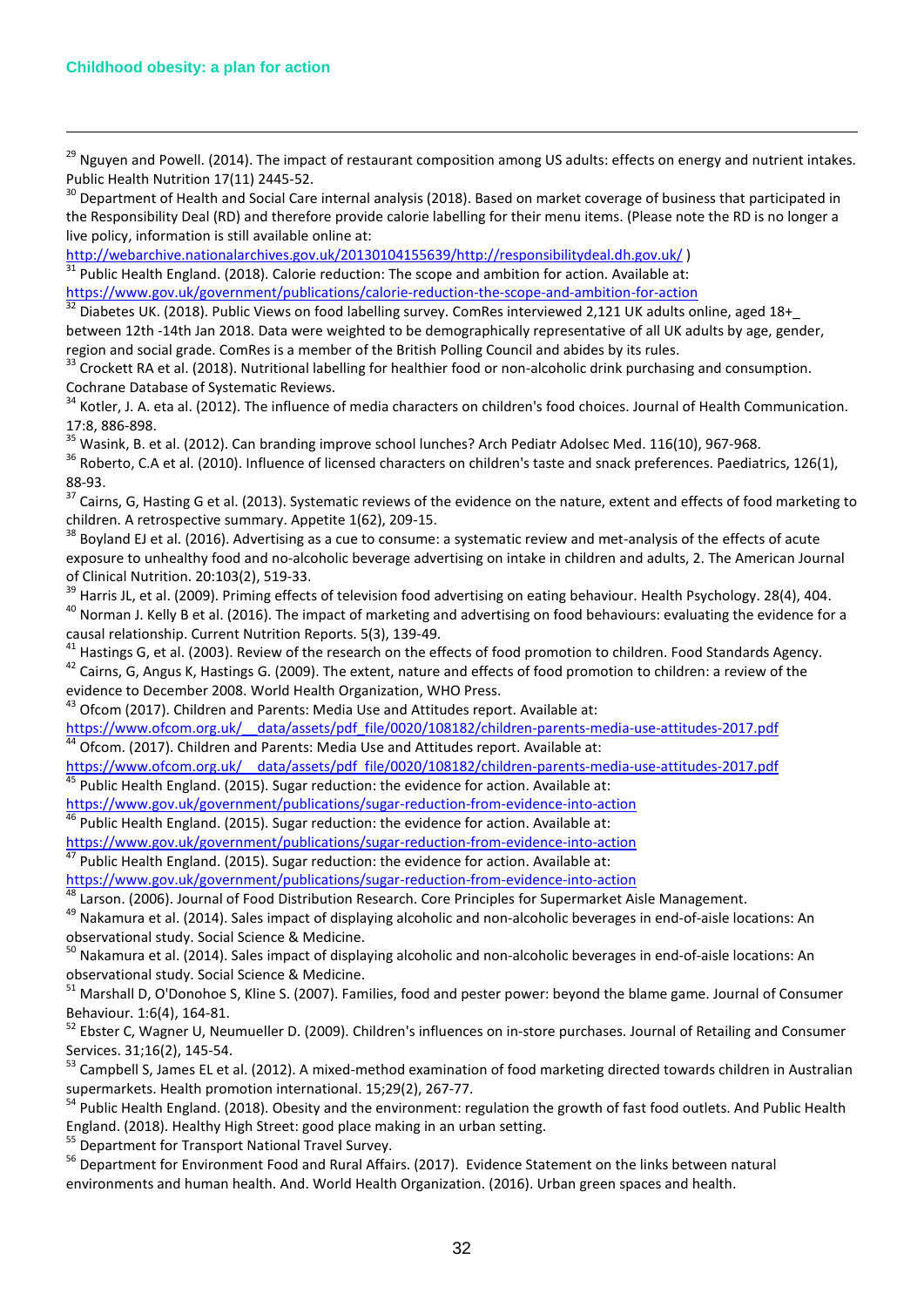[29] Nguyen and Powell. (2014). The impact of restaurant composition among US adults: effects on energy and nutrient intakes. Public Health Nutrition 17(11) 2445-52.

[30] Department of Health and Social Care internal analysis (2018). Based on market coverage of business that participated in the Responsibility Deal (RD) and therefore provide calorie labelling for their menu items. (Please note the RD is no longer a live policy, information is still available online at: http://webarchive.nationalarchives.gov.uk/20130104155639/http://responsibilitydeal.dh.gov.uk/ )

[31] Public Health England. (2018). Calorie reduction: The scope and ambition for action. Available at: https://www.gov.uk/government/publications/calorie-reduction-the-scope-and-ambition-for-action

[32] Diabetes UK. (2018). Public Views on food labelling survey. ComRes interviewed 2,121 UK adults online, aged 18+_ between 12th -14th Jan 2018. Data were weighted to be demographically representative of all UK adults by age, gender, region and social grade. ComRes is a member of the British Polling Council and abides by its rules.

[33] Crockett RA et al. (2018). Nutritional labelling for healthier food or non-alcoholic drink purchasing and consumption. Cochrane Database of Systematic Reviews.

[34] Kotler, J. A. eta al. (2012). The influence of media characters on children's food choices. Journal of Health Communication. 17:8, 886-898.

[35] Wasink, B. et al. (2012). Can branding improve school lunches? Arch Pediatr Adolsec Med. 116(10), 967-968.

[36] Roberto, C.A et al. (2010). Influence of licensed characters on children's taste and snack preferences. Paediatrics, 126(1), 88-93.

[37] Cairns, G, Hasting G et al. (2013). Systematic reviews of the evidence on the nature, extent and effects of food marketing to children. A retrospective summary. Appetite 1(62), 209-15.

[38] Boyland EJ et al. (2016). Advertising as a cue to consume: a systematic review and met-analysis of the effects of acute exposure to unhealthy food and no-alcoholic beverage advertising on intake in children and adults, 2. The American Journal of Clinical Nutrition. 20:103(2), 519-33.

[39] Harris JL, et al. (2009). Priming effects of television food advertising on eating behaviour. Health Psychology. 28(4), 404.

[40] Norman J. Kelly B et al. (2016). The impact of marketing and advertising on food behaviours: evaluating the evidence for a causal relationship. Current Nutrition Reports. 5(3), 139-49.

[41] Hastings G, et al. (2003). Review of the research on the effects of food promotion to children. Food Standards Agency.

[42] Cairns, G, Angus K, Hastings G. (2009). The extent, nature and effects of food promotion to children: a review of the evidence to December 2008. World Health Organization, WHO Press.

[43] Ofcom (2017). Children and Parents: Media Use and Attitudes report. Available at: https://www.ofcom.org.uk/__data/assets/pdf_file/0020/108182/children-parents-media-use-attitudes-2017.pdf

[44] Ofcom. (2017). Children and Parents: Media Use and Attitudes report. Available at: https://www.ofcom.org.uk/__data/assets/pdf_file/0020/108182/children-parents-media-use-attitudes-2017.pdf

[45] Public Health England. (2015). Sugar reduction: the evidence for action. Available at: https://www.gov.uk/government/publications/sugar-reduction-from-evidence-into-action

[46] Public Health England. (2015). Sugar reduction: the evidence for action. Available at: https://www.gov.uk/government/publications/sugar-reduction-from-evidence-into-action

[47] Public Health England. (2015). Sugar reduction: the evidence for action. Available at: https://www.gov.uk/government/publications/sugar-reduction-from-evidence-into-action

[48] Larson. (2006). Journal of Food Distribution Research. Core Principles for Supermarket Aisle Management.

[49] Nakamura et al. (2014). Sales impact of displaying alcoholic and non-alcoholic beverages in end-of-aisle locations: An observational study. Social Science & Medicine.

[50] Nakamura et al. (2014). Sales impact of displaying alcoholic and non-alcoholic beverages in end-of-aisle locations: An observational study. Social Science & Medicine.

[51] Marshall D, O'Donohoe S, Kline S. (2007). Families, food and pester power: beyond the blame game. Journal of Consumer Behaviour. 1:6(4), 164-81.

[52] Ebster C, Wagner U, Neumueller D. (2009). Children's influences on in-store purchases. Journal of Retailing and Consumer Services. 31;16(2), 145-54.

[53] Campbell S, James EL et al. (2012). A mixed-method examination of food marketing directed towards children in Australian supermarkets. Health promotion international. 15;29(2), 267-77.

[54] Public Health England. (2018). Obesity and the environment: regulation the growth of fast food outlets. And Public Health England. (2018). Healthy High Street: good place making in an urban setting.

[55] Department for Transport National Travel Survey.

[56] Department for Environment Food and Rural Affairs. (2017). Evidence Statement on the links between natural environments and human health. And. World Health Organization. (2016). Urban green spaces and health.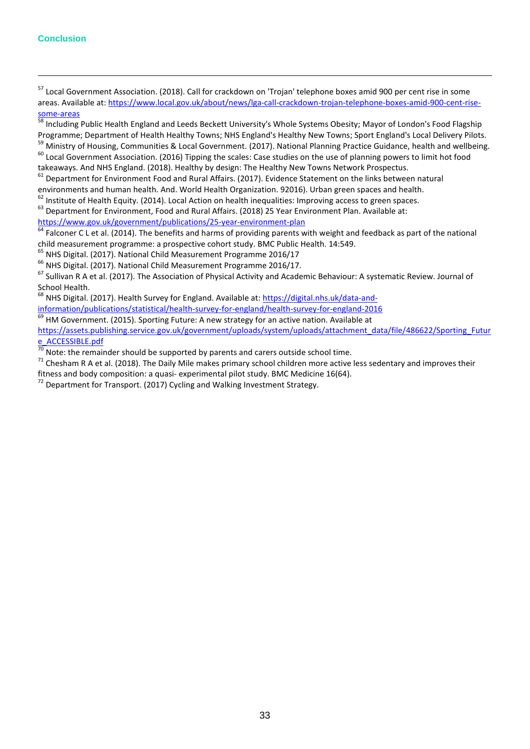## Conclusion

---

[57] Local Government Association. (2018). Call for crackdown on 'Trojan' telephone boxes amid 900 per cent rise in some areas. Available at: https://www.local.gov.uk/about/news/lga-call-crackdown-trojan-telephone-boxes-amid-900-cent-rise-some-areas

[58] Including Public Health England and Leeds Beckett University's Whole Systems Obesity; Mayor of London's Food Flagship Programme; Department of Health Healthy Towns; NHS England's Healthy New Towns; Sport England's Local Delivery Pilots.

[59] Ministry of Housing, Communities & Local Government. (2017). National Planning Practice Guidance, health and wellbeing.

[60] Local Government Association. (2016) Tipping the scales: Case studies on the use of planning powers to limit hot food takeaways. And NHS England. (2018). Healthy by design: The Healthy New Towns Network Prospectus.

[61] Department for Environment Food and Rural Affairs. (2017). Evidence Statement on the links between natural environments and human health. And. World Health Organization. 92016). Urban green spaces and health.

[62] Institute of Health Equity. (2014). Local Action on health inequalities: Improving access to green spaces.

[63] Department for Environment, Food and Rural Affairs. (2018) 25 Year Environment Plan. Available at: https://www.gov.uk/government/publications/25-year-environment-plan

[64] Falconer C L et al. (2014). The benefits and harms of providing parents with weight and feedback as part of the national child measurement programme: a prospective cohort study. BMC Public Health. 14:549.

[65] NHS Digital. (2017). National Child Measurement Programme 2016/17

[66] NHS Digital. (2017). National Child Measurement Programme 2016/17.

[67] Sullivan R A et al. (2017). The Association of Physical Activity and Academic Behaviour: A systematic Review. Journal of School Health.

[68] NHS Digital. (2017). Health Survey for England. Available at: https://digital.nhs.uk/data-and-information/publications/statistical/health-survey-for-england/health-survey-for-england-2016

[69] HM Government. (2015). Sporting Future: A new strategy for an active nation. Available at https://assets.publishing.service.gov.uk/government/uploads/system/uploads/attachment_data/file/486622/Sporting_Future_ACCESSIBLE.pdf

[70] Note: the remainder should be supported by parents and carers outside school time.

[71] Chesham R A et al. (2018). The Daily Mile makes primary school children more active less sedentary and improves their fitness and body composition: a quasi- experimental pilot study. BMC Medicine 16(64).

[72] Department for Transport. (2017) Cycling and Walking Investment Strategy.